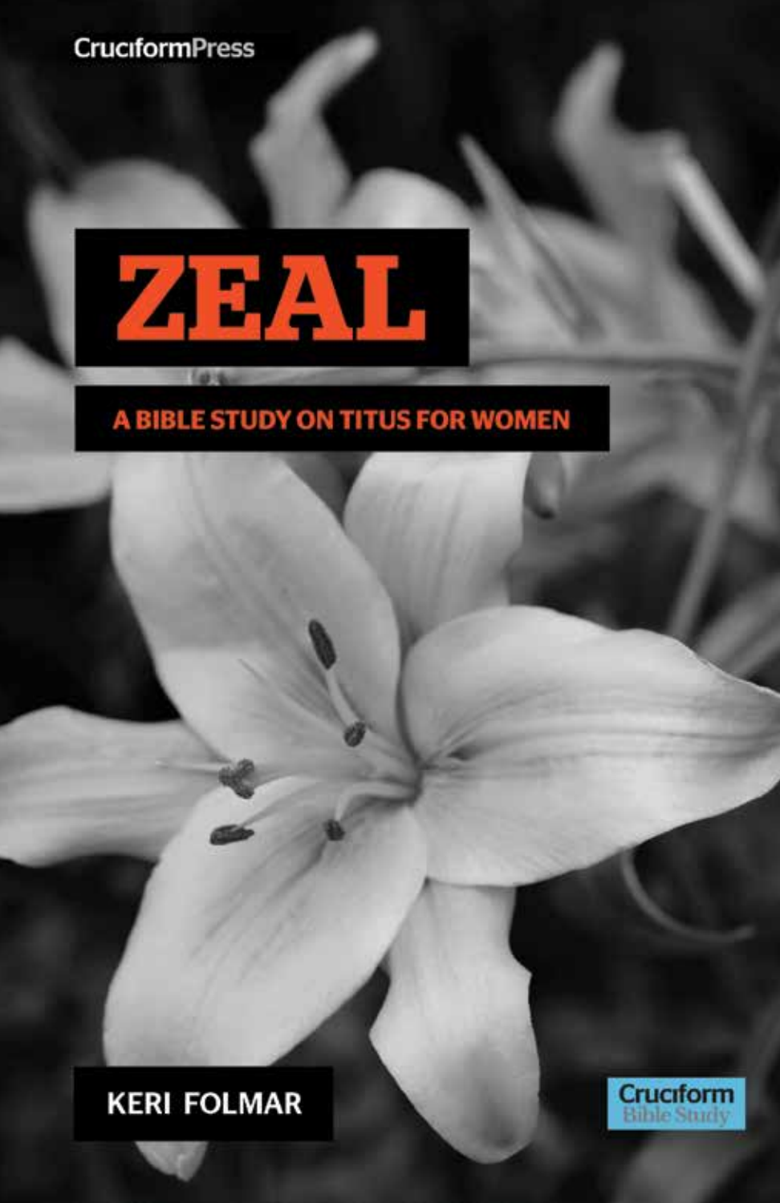CruciformPress

# ZEAL

## A BIBLE STUDY ON TITUS FOR WOMEN

KERI FOLMAR

Cruciform Bible Study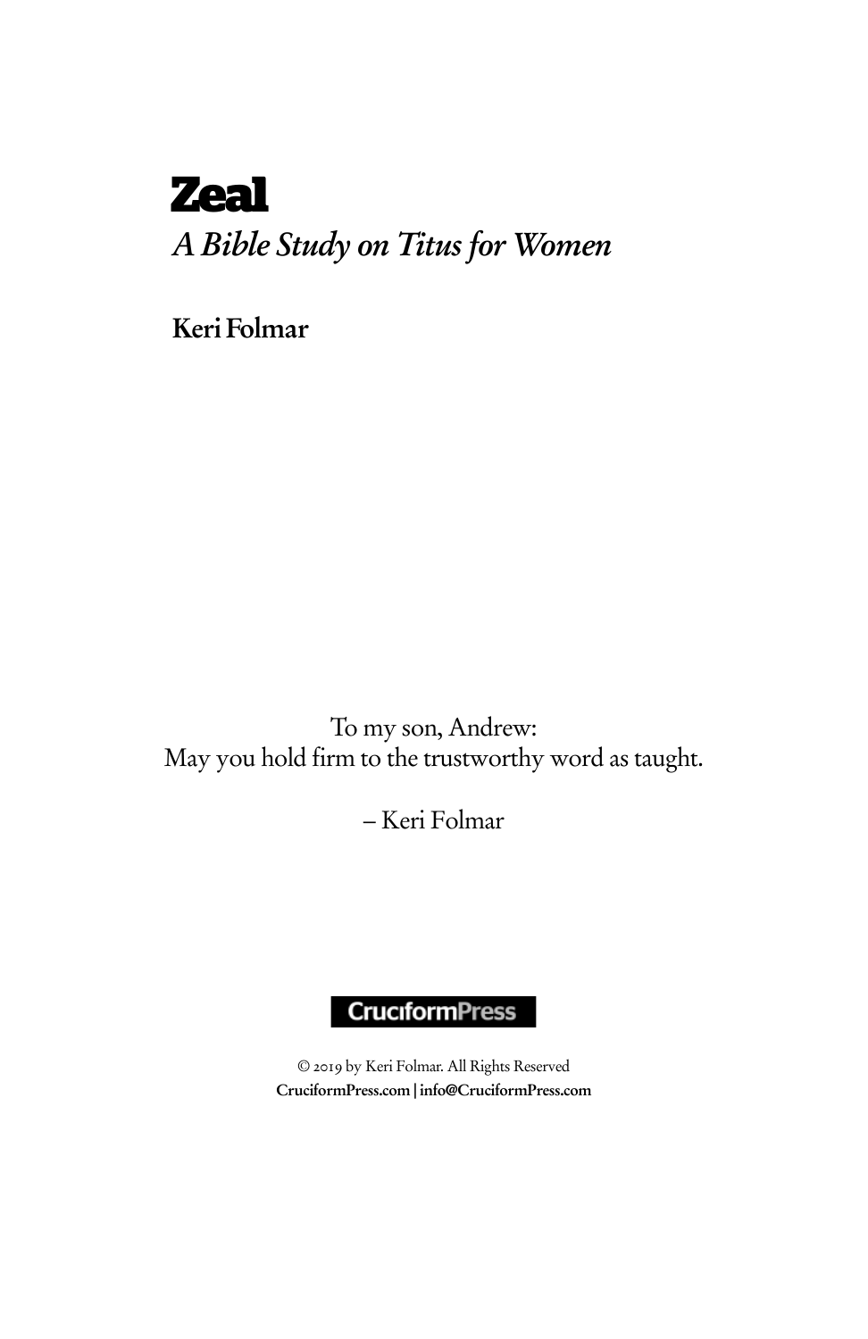# Zeal

## *A Bible Study on Titus for Women*

**Keri Folmar**

To my son, Andrew:
May you hold firm to the trustworthy word as taught.

– Keri Folmar

CruciformPress

© 2019 by Keri Folmar. All Rights Reserved
**CruciformPress.com | info@CruciformPress.com**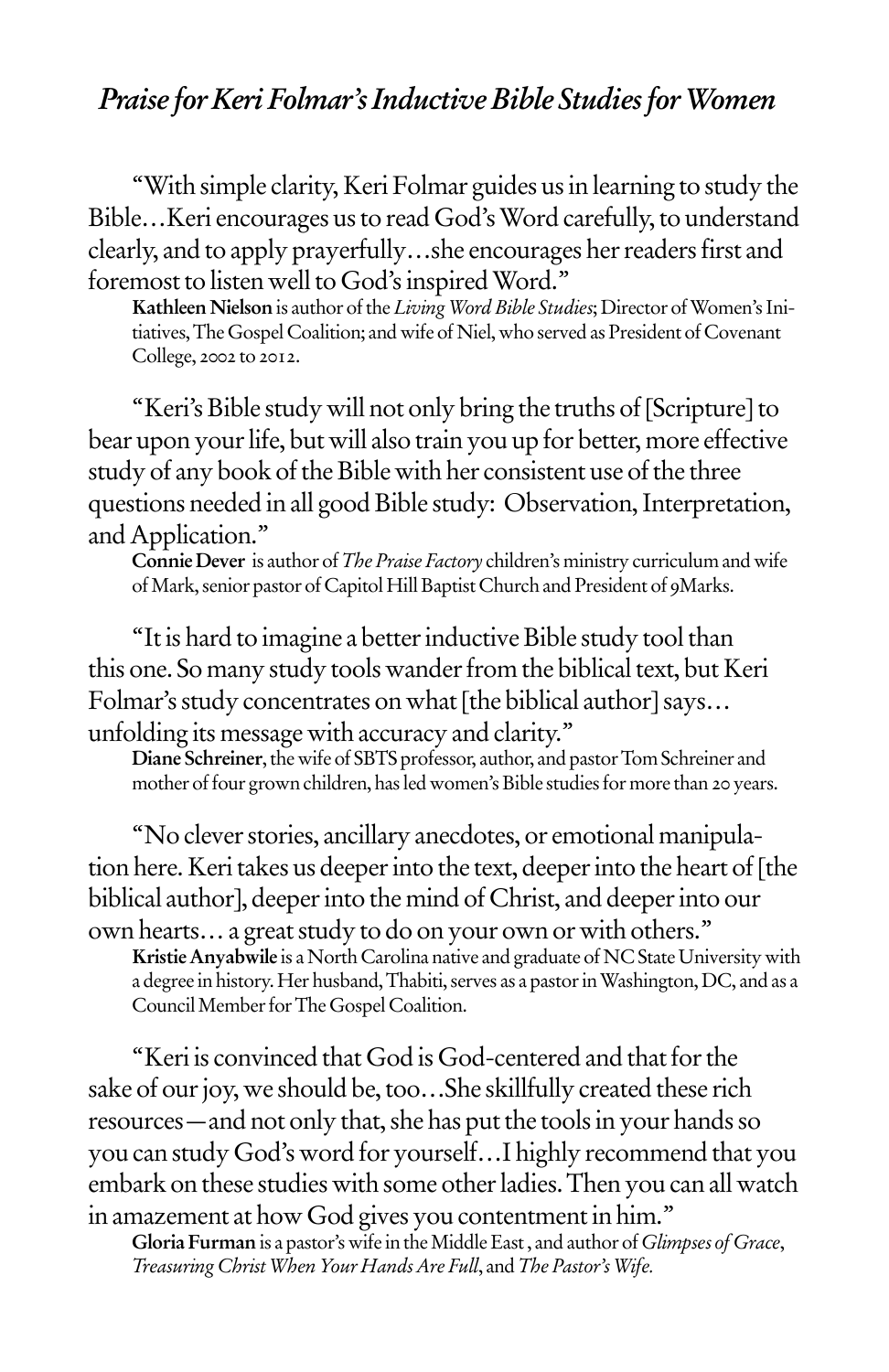## *Praise for Keri Folmar's Inductive Bible Studies for Women*

"With simple clarity, Keri Folmar guides us in learning to study the Bible…Keri encourages us to read God's Word carefully, to understand clearly, and to apply prayerfully…she encourages her readers first and foremost to listen well to God's inspired Word."

**Kathleen Nielson** is author of the *Living Word Bible Studies*; Director of Women's Initiatives, The Gospel Coalition; and wife of Niel, who served as President of Covenant College, 2002 to 2012.

"Keri's Bible study will not only bring the truths of [Scripture] to bear upon your life, but will also train you up for better, more effective study of any book of the Bible with her consistent use of the three questions needed in all good Bible study: Observation, Interpretation, and Application."

**Connie Dever** is author of *The Praise Factory* children's ministry curriculum and wife of Mark, senior pastor of Capitol Hill Baptist Church and President of 9Marks.

"It is hard to imagine a better inductive Bible study tool than this one. So many study tools wander from the biblical text, but Keri Folmar's study concentrates on what [the biblical author] says… unfolding its message with accuracy and clarity."

**Diane Schreiner**, the wife of SBTS professor, author, and pastor Tom Schreiner and mother of four grown children, has led women's Bible studies for more than 20 years.

"No clever stories, ancillary anecdotes, or emotional manipulation here. Keri takes us deeper into the text, deeper into the heart of [the biblical author], deeper into the mind of Christ, and deeper into our own hearts… a great study to do on your own or with others."

**Kristie Anyabwile** is a North Carolina native and graduate of NC State University with a degree in history. Her husband, Thabiti, serves as a pastor in Washington, DC, and as a Council Member for The Gospel Coalition.

"Keri is convinced that God is God-centered and that for the sake of our joy, we should be, too…She skillfully created these rich resources—and not only that, she has put the tools in your hands so you can study God's word for yourself…I highly recommend that you embark on these studies with some other ladies. Then you can all watch in amazement at how God gives you contentment in him."

**Gloria Furman** is a pastor's wife in the Middle East , and author of *Glimpses of Grace*, *Treasuring Christ When Your Hands Are Full*, and *The Pastor's Wife.*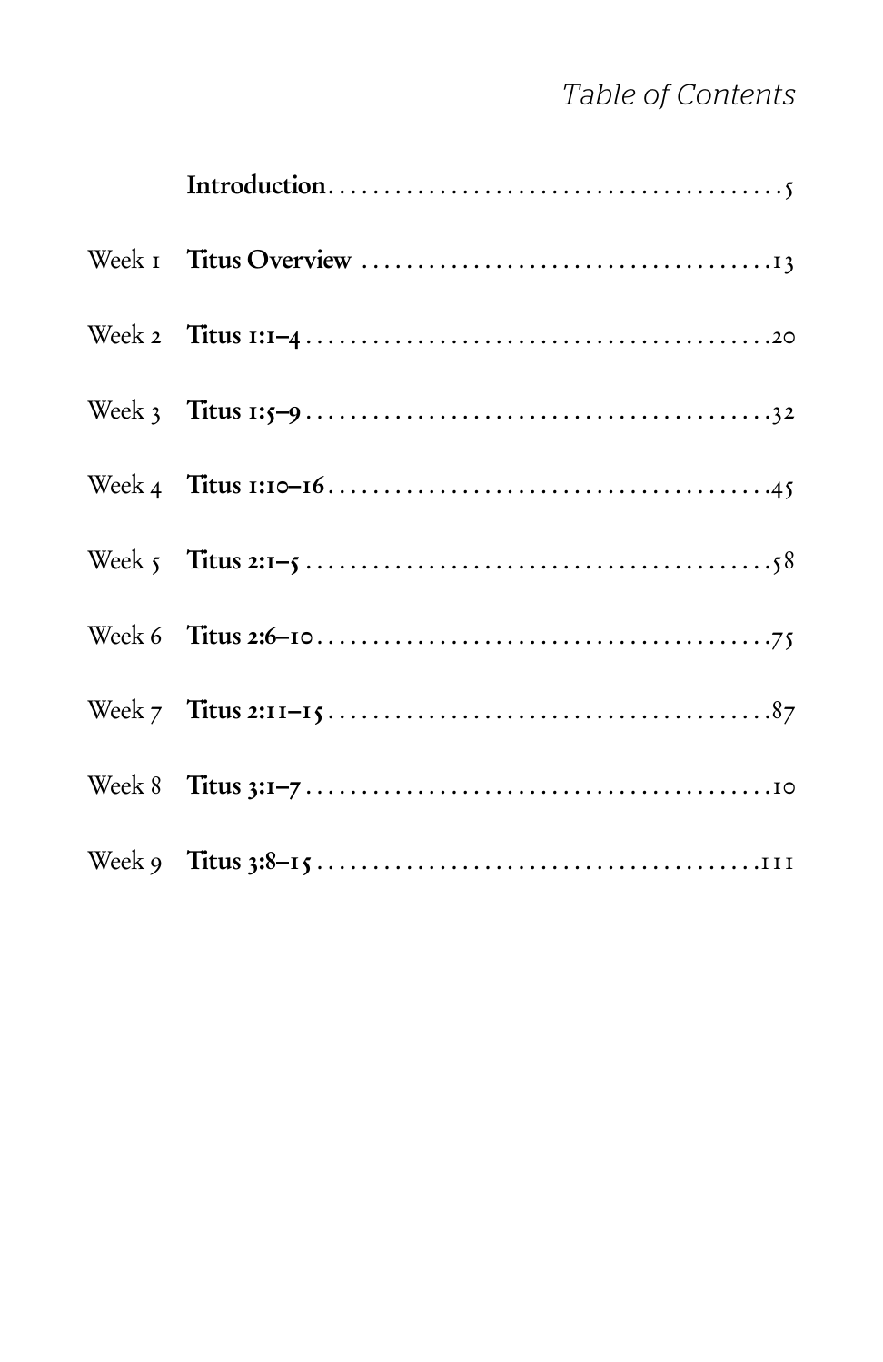# *Table of Contents*

| | | |
|---|---|---|
| | **Introduction** | 5 |
| Week 1 | **Titus Overview** | 13 |
| Week 2 | **Titus 1:1–4** | 20 |
| Week 3 | **Titus 1:5–9** | 32 |
| Week 4 | **Titus 1:10–16** | 45 |
| Week 5 | **Titus 2:1–5** | 58 |
| Week 6 | **Titus 2:6–10** | 75 |
| Week 7 | **Titus 2:11–15** | 87 |
| Week 8 | **Titus 3:1–7** | 10 |
| Week 9 | **Titus 3:8–15** | 111 |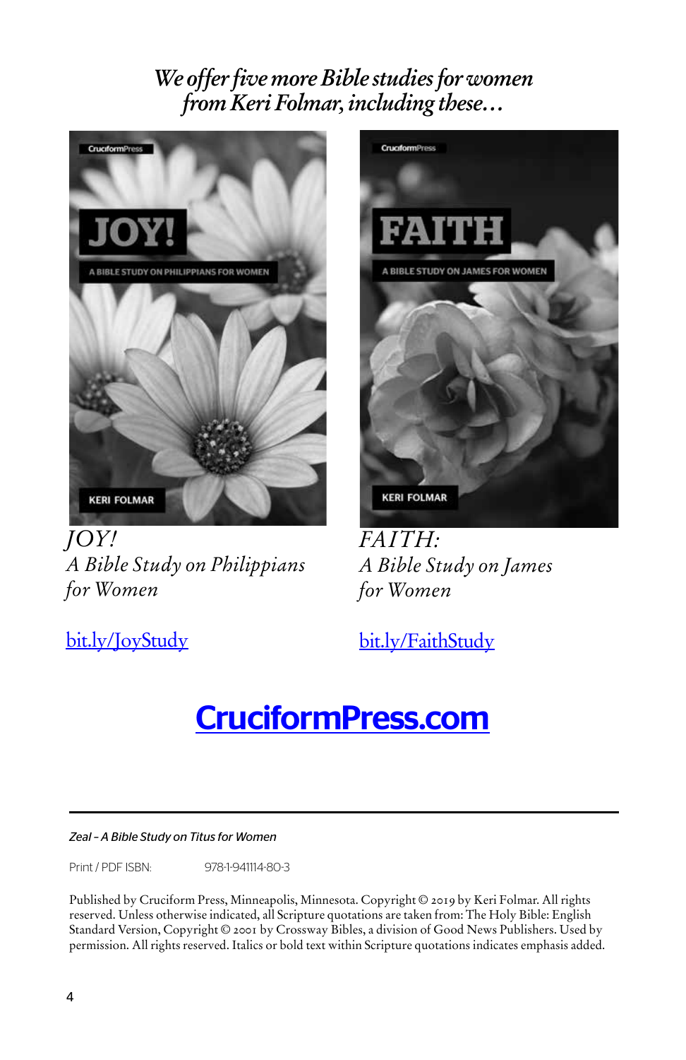*We offer five more Bible studies for women from Keri Folmar, including these…*

*JOY!*
*A Bible Study on Philippians for Women*

bit.ly/JoyStudy

*FAITH:*
*A Bible Study on James for Women*

bit.ly/FaithStudy

**CruciformPress.com**

---

*Zeal – A Bible Study on Titus for Women*

Print / PDF ISBN: 978-1-941114-80-3

Published by Cruciform Press, Minneapolis, Minnesota. Copyright © 2019 by Keri Folmar. All rights reserved. Unless otherwise indicated, all Scripture quotations are taken from: The Holy Bible: English Standard Version, Copyright © 2001 by Crossway Bibles, a division of Good News Publishers. Used by permission. All rights reserved. Italics or bold text within Scripture quotations indicates emphasis added.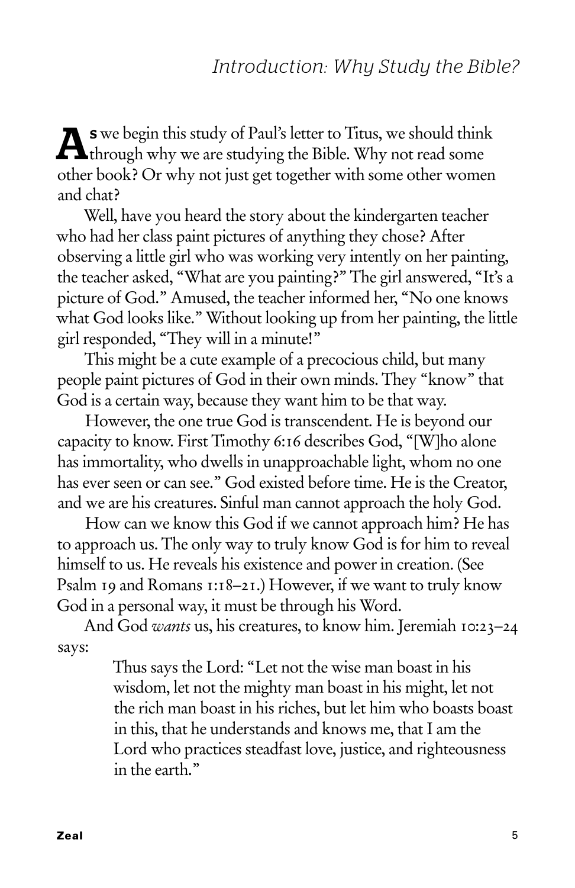# Introduction: Why Study the Bible?

As we begin this study of Paul's letter to Titus, we should think through why we are studying the Bible. Why not read some other book? Or why not just get together with some other women and chat?

Well, have you heard the story about the kindergarten teacher who had her class paint pictures of anything they chose? After observing a little girl who was working very intently on her painting, the teacher asked, "What are you painting?" The girl answered, "It's a picture of God." Amused, the teacher informed her, "No one knows what God looks like." Without looking up from her painting, the little girl responded, "They will in a minute!"

This might be a cute example of a precocious child, but many people paint pictures of God in their own minds. They "know" that God is a certain way, because they want him to be that way.

However, the one true God is transcendent. He is beyond our capacity to know. First Timothy 6:16 describes God, "[W]ho alone has immortality, who dwells in unapproachable light, whom no one has ever seen or can see." God existed before time. He is the Creator, and we are his creatures. Sinful man cannot approach the holy God.

How can we know this God if we cannot approach him? He has to approach us. The only way to truly know God is for him to reveal himself to us. He reveals his existence and power in creation. (See Psalm 19 and Romans 1:18–21.) However, if we want to truly know God in a personal way, it must be through his Word.

And God *wants* us, his creatures, to know him. Jeremiah 10:23–24 says:

> Thus says the Lord: "Let not the wise man boast in his wisdom, let not the mighty man boast in his might, let not the rich man boast in his riches, but let him who boasts boast in this, that he understands and knows me, that I am the Lord who practices steadfast love, justice, and righteousness in the earth."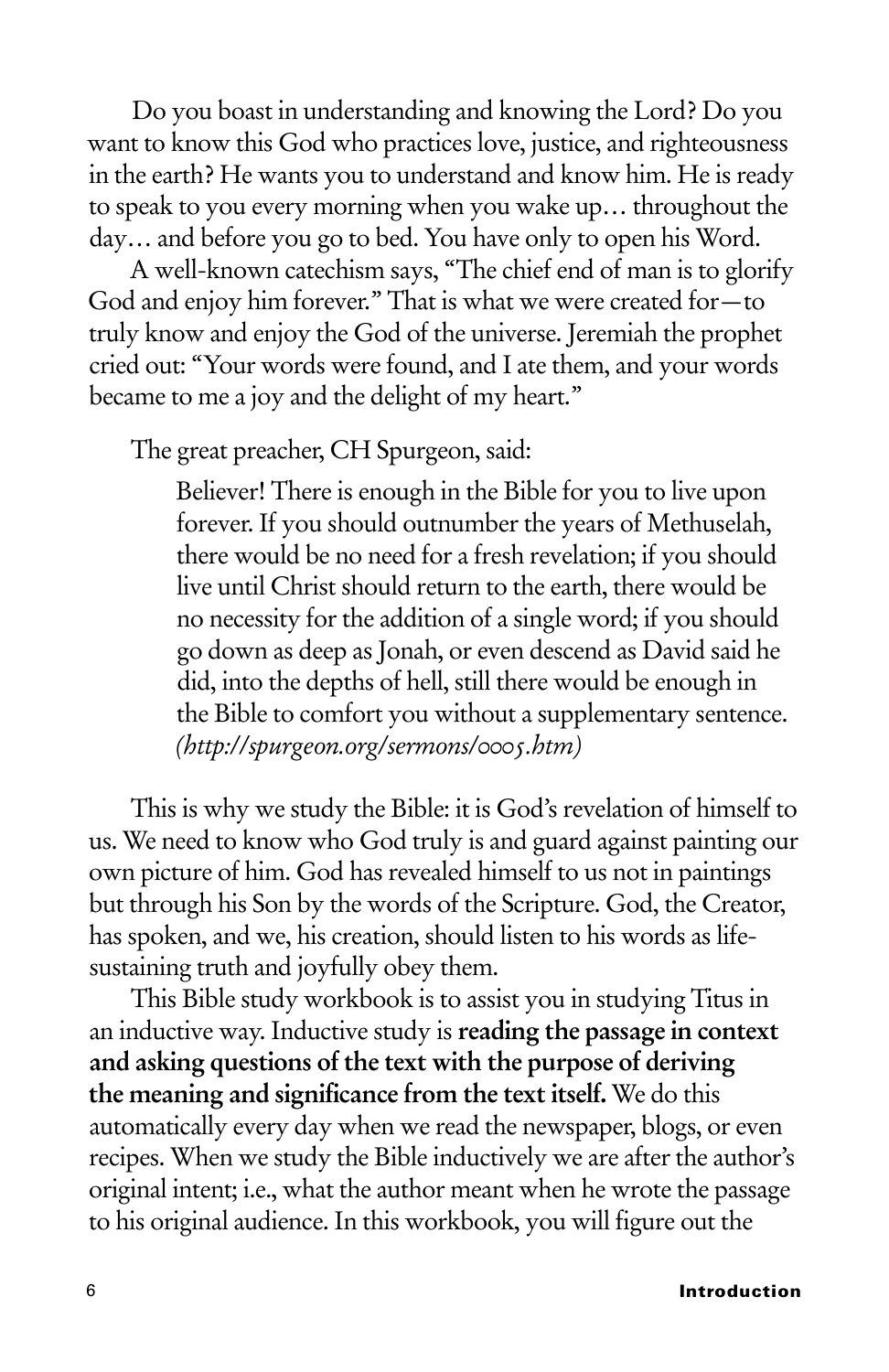Do you boast in understanding and knowing the Lord? Do you want to know this God who practices love, justice, and righteousness in the earth? He wants you to understand and know him. He is ready to speak to you every morning when you wake up… throughout the day… and before you go to bed. You have only to open his Word.

A well-known catechism says, "The chief end of man is to glorify God and enjoy him forever." That is what we were created for—to truly know and enjoy the God of the universe. Jeremiah the prophet cried out: "Your words were found, and I ate them, and your words became to me a joy and the delight of my heart."

The great preacher, CH Spurgeon, said:

> Believer! There is enough in the Bible for you to live upon forever. If you should outnumber the years of Methuselah, there would be no need for a fresh revelation; if you should live until Christ should return to the earth, there would be no necessity for the addition of a single word; if you should go down as deep as Jonah, or even descend as David said he did, into the depths of hell, still there would be enough in the Bible to comfort you without a supplementary sentence. *(http://spurgeon.org/sermons/0005.htm)*

This is why we study the Bible: it is God's revelation of himself to us. We need to know who God truly is and guard against painting our own picture of him. God has revealed himself to us not in paintings but through his Son by the words of the Scripture. God, the Creator, has spoken, and we, his creation, should listen to his words as life-sustaining truth and joyfully obey them.

This Bible study workbook is to assist you in studying Titus in an inductive way. Inductive study is **reading the passage in context and asking questions of the text with the purpose of deriving the meaning and significance from the text itself.** We do this automatically every day when we read the newspaper, blogs, or even recipes. When we study the Bible inductively we are after the author's original intent; i.e., what the author meant when he wrote the passage to his original audience. In this workbook, you will figure out the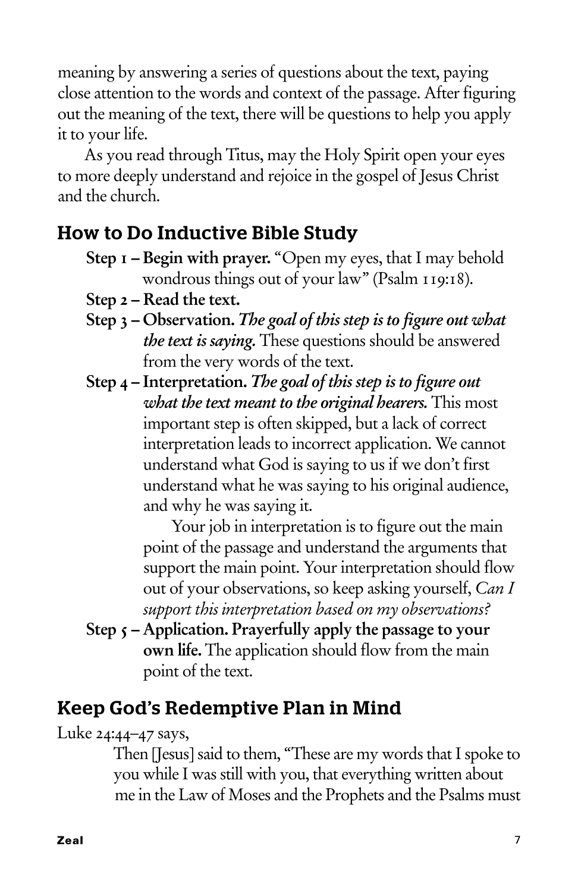meaning by answering a series of questions about the text, paying close attention to the words and context of the passage. After figuring out the meaning of the text, there will be questions to help you apply it to your life.

As you read through Titus, may the Holy Spirit open your eyes to more deeply understand and rejoice in the gospel of Jesus Christ and the church.

## How to Do Inductive Bible Study

**Step 1 – Begin with prayer.** "Open my eyes, that I may behold wondrous things out of your law" (Psalm 119:18).

**Step 2 – Read the text.**

**Step 3 – Observation.** ***The goal of this step is to figure out what the text is saying.*** These questions should be answered from the very words of the text.

**Step 4 – Interpretation.** ***The goal of this step is to figure out what the text meant to the original hearers.*** This most important step is often skipped, but a lack of correct interpretation leads to incorrect application. We cannot understand what God is saying to us if we don't first understand what he was saying to his original audience, and why he was saying it.

Your job in interpretation is to figure out the main point of the passage and understand the arguments that support the main point. Your interpretation should flow out of your observations, so keep asking yourself, *Can I support this interpretation based on my observations?*

**Step 5 – Application. Prayerfully apply the passage to your own life.** The application should flow from the main point of the text.

## Keep God's Redemptive Plan in Mind

Luke 24:44–47 says,

> Then [Jesus] said to them, "These are my words that I spoke to you while I was still with you, that everything written about me in the Law of Moses and the Prophets and the Psalms must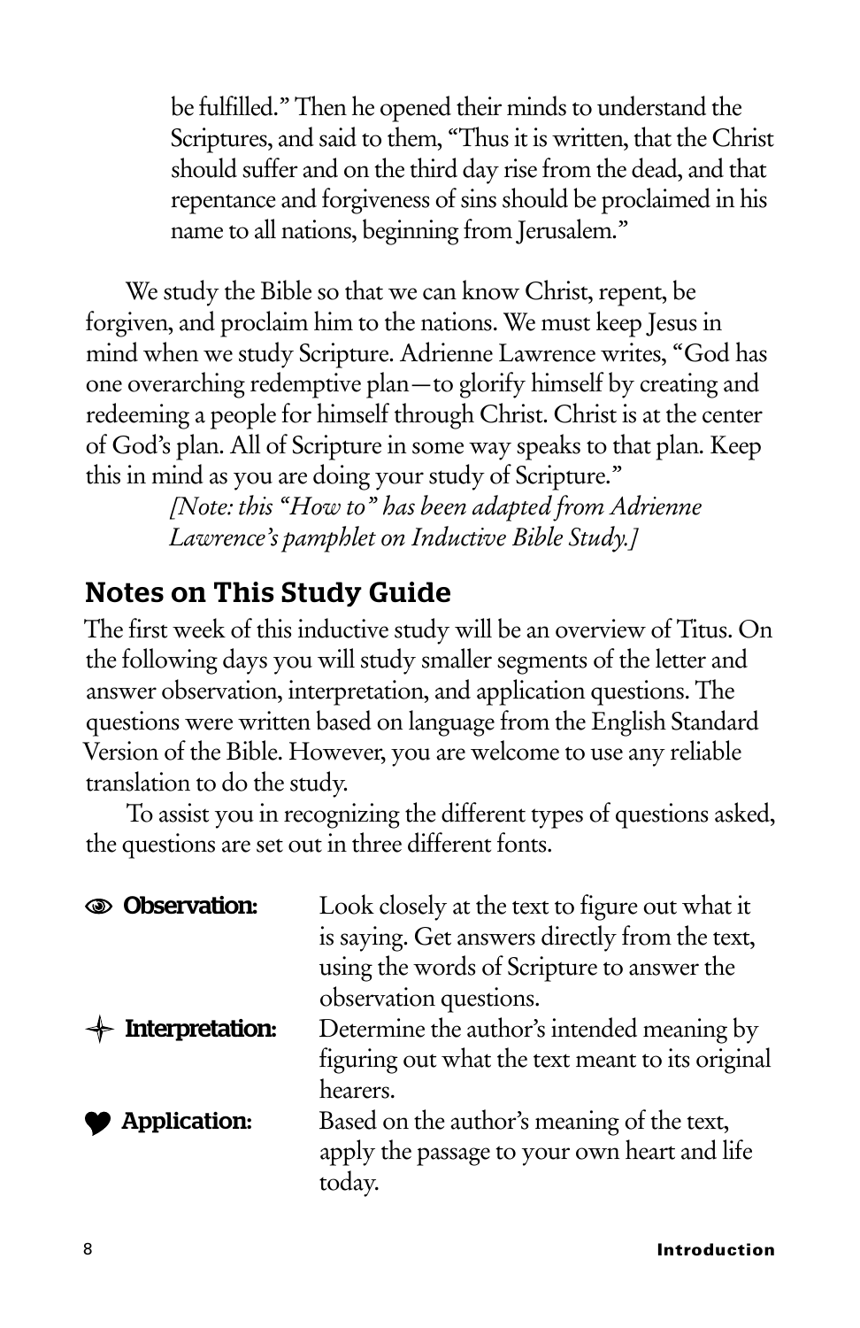> be fulfilled." Then he opened their minds to understand the Scriptures, and said to them, "Thus it is written, that the Christ should suffer and on the third day rise from the dead, and that repentance and forgiveness of sins should be proclaimed in his name to all nations, beginning from Jerusalem."

We study the Bible so that we can know Christ, repent, be forgiven, and proclaim him to the nations. We must keep Jesus in mind when we study Scripture. Adrienne Lawrence writes, "God has one overarching redemptive plan—to glorify himself by creating and redeeming a people for himself through Christ. Christ is at the center of God's plan. All of Scripture in some way speaks to that plan. Keep this in mind as you are doing your study of Scripture."

*[Note: this "How to" has been adapted from Adrienne Lawrence's pamphlet on Inductive Bible Study.]*

## Notes on This Study Guide

The first week of this inductive study will be an overview of Titus. On the following days you will study smaller segments of the letter and answer observation, interpretation, and application questions. The questions were written based on language from the English Standard Version of the Bible. However, you are welcome to use any reliable translation to do the study.

To assist you in recognizing the different types of questions asked, the questions are set out in three different fonts.

| | |
|---|---|
| **Observation:** | Look closely at the text to figure out what it is saying. Get answers directly from the text, using the words of Scripture to answer the observation questions. |
| **Interpretation:** | Determine the author's intended meaning by figuring out what the text meant to its original hearers. |
| **Application:** | Based on the author's meaning of the text, apply the passage to your own heart and life today. |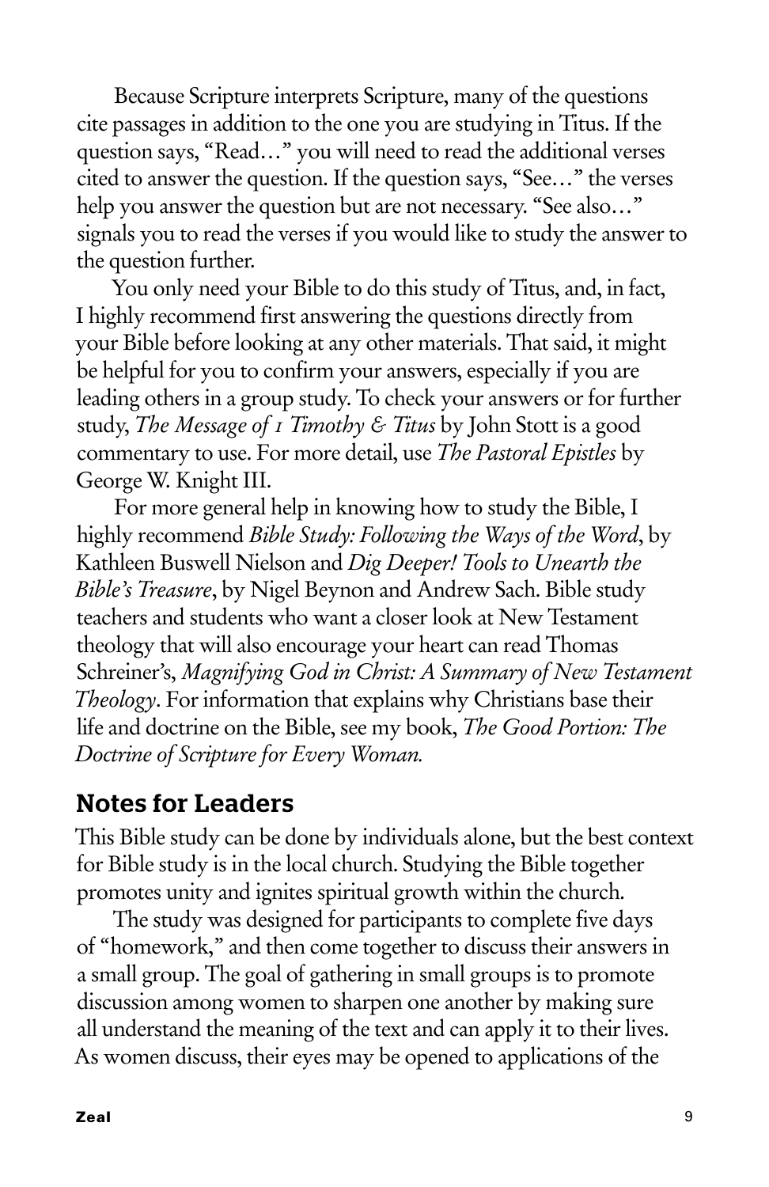Because Scripture interprets Scripture, many of the questions cite passages in addition to the one you are studying in Titus. If the question says, "Read…" you will need to read the additional verses cited to answer the question. If the question says, "See…" the verses help you answer the question but are not necessary. "See also…" signals you to read the verses if you would like to study the answer to the question further.

You only need your Bible to do this study of Titus, and, in fact, I highly recommend first answering the questions directly from your Bible before looking at any other materials. That said, it might be helpful for you to confirm your answers, especially if you are leading others in a group study. To check your answers or for further study, *The Message of 1 Timothy & Titus* by John Stott is a good commentary to use. For more detail, use *The Pastoral Epistles* by George W. Knight III.

For more general help in knowing how to study the Bible, I highly recommend *Bible Study: Following the Ways of the Word*, by Kathleen Buswell Nielson and *Dig Deeper! Tools to Unearth the Bible's Treasure*, by Nigel Beynon and Andrew Sach. Bible study teachers and students who want a closer look at New Testament theology that will also encourage your heart can read Thomas Schreiner's, *Magnifying God in Christ: A Summary of New Testament Theology*. For information that explains why Christians base their life and doctrine on the Bible, see my book, *The Good Portion: The Doctrine of Scripture for Every Woman.*

## Notes for Leaders

This Bible study can be done by individuals alone, but the best context for Bible study is in the local church. Studying the Bible together promotes unity and ignites spiritual growth within the church.

The study was designed for participants to complete five days of "homework," and then come together to discuss their answers in a small group. The goal of gathering in small groups is to promote discussion among women to sharpen one another by making sure all understand the meaning of the text and can apply it to their lives. As women discuss, their eyes may be opened to applications of the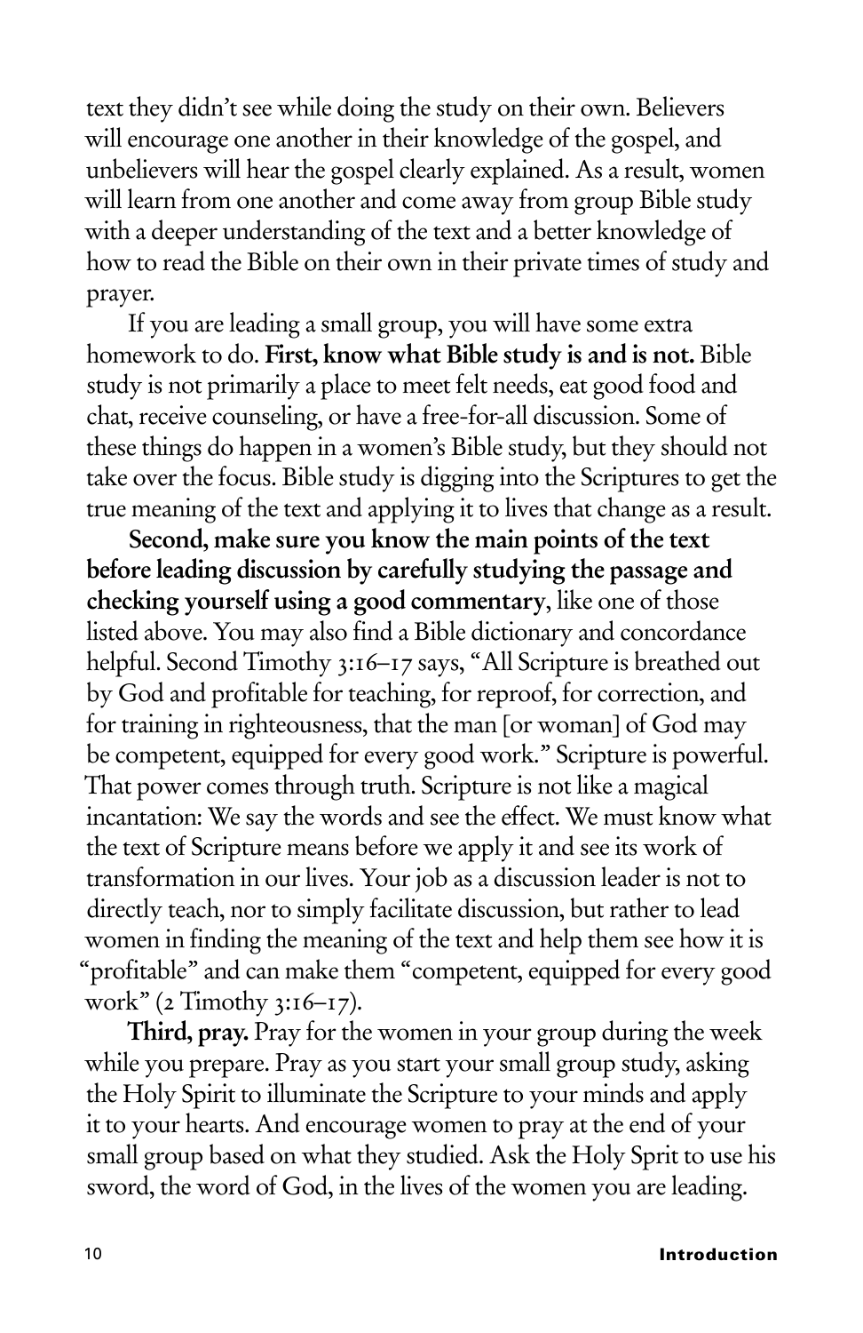text they didn't see while doing the study on their own. Believers will encourage one another in their knowledge of the gospel, and unbelievers will hear the gospel clearly explained. As a result, women will learn from one another and come away from group Bible study with a deeper understanding of the text and a better knowledge of how to read the Bible on their own in their private times of study and prayer.

If you are leading a small group, you will have some extra homework to do. **First, know what Bible study is and is not.** Bible study is not primarily a place to meet felt needs, eat good food and chat, receive counseling, or have a free-for-all discussion. Some of these things do happen in a women's Bible study, but they should not take over the focus. Bible study is digging into the Scriptures to get the true meaning of the text and applying it to lives that change as a result.

**Second, make sure you know the main points of the text before leading discussion by carefully studying the passage and checking yourself using a good commentary**, like one of those listed above. You may also find a Bible dictionary and concordance helpful. Second Timothy 3:16–17 says, "All Scripture is breathed out by God and profitable for teaching, for reproof, for correction, and for training in righteousness, that the man [or woman] of God may be competent, equipped for every good work." Scripture is powerful. That power comes through truth. Scripture is not like a magical incantation: We say the words and see the effect. We must know what the text of Scripture means before we apply it and see its work of transformation in our lives. Your job as a discussion leader is not to directly teach, nor to simply facilitate discussion, but rather to lead women in finding the meaning of the text and help them see how it is "profitable" and can make them "competent, equipped for every good work" (2 Timothy 3:16–17).

**Third, pray.** Pray for the women in your group during the week while you prepare. Pray as you start your small group study, asking the Holy Spirit to illuminate the Scripture to your minds and apply it to your hearts. And encourage women to pray at the end of your small group based on what they studied. Ask the Holy Sprit to use his sword, the word of God, in the lives of the women you are leading.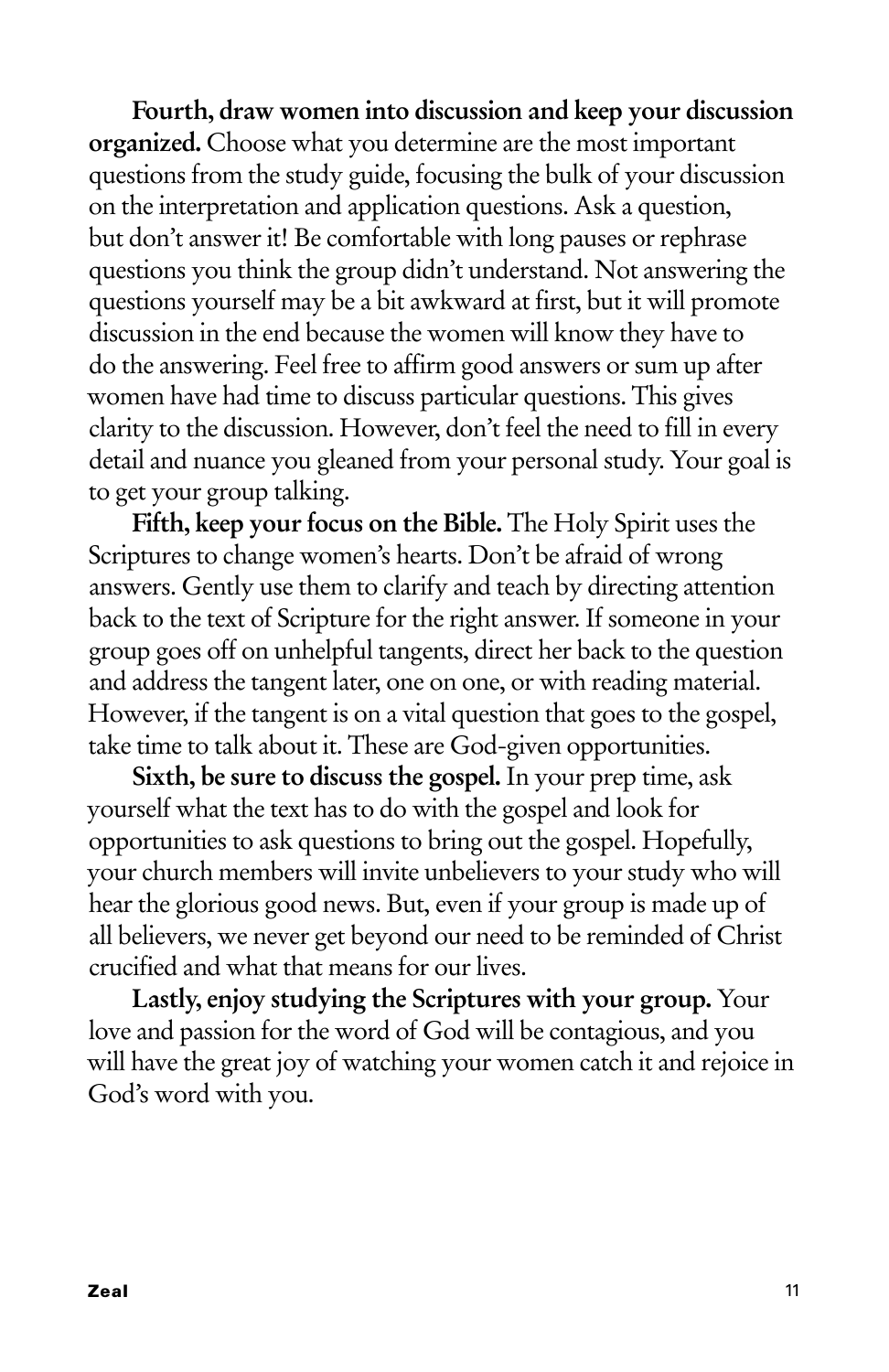**Fourth, draw women into discussion and keep your discussion organized.** Choose what you determine are the most important questions from the study guide, focusing the bulk of your discussion on the interpretation and application questions. Ask a question, but don't answer it! Be comfortable with long pauses or rephrase questions you think the group didn't understand. Not answering the questions yourself may be a bit awkward at first, but it will promote discussion in the end because the women will know they have to do the answering. Feel free to affirm good answers or sum up after women have had time to discuss particular questions. This gives clarity to the discussion. However, don't feel the need to fill in every detail and nuance you gleaned from your personal study. Your goal is to get your group talking.

**Fifth, keep your focus on the Bible.** The Holy Spirit uses the Scriptures to change women's hearts. Don't be afraid of wrong answers. Gently use them to clarify and teach by directing attention back to the text of Scripture for the right answer. If someone in your group goes off on unhelpful tangents, direct her back to the question and address the tangent later, one on one, or with reading material. However, if the tangent is on a vital question that goes to the gospel, take time to talk about it. These are God-given opportunities.

**Sixth, be sure to discuss the gospel.** In your prep time, ask yourself what the text has to do with the gospel and look for opportunities to ask questions to bring out the gospel. Hopefully, your church members will invite unbelievers to your study who will hear the glorious good news. But, even if your group is made up of all believers, we never get beyond our need to be reminded of Christ crucified and what that means for our lives.

**Lastly, enjoy studying the Scriptures with your group.** Your love and passion for the word of God will be contagious, and you will have the great joy of watching your women catch it and rejoice in God's word with you.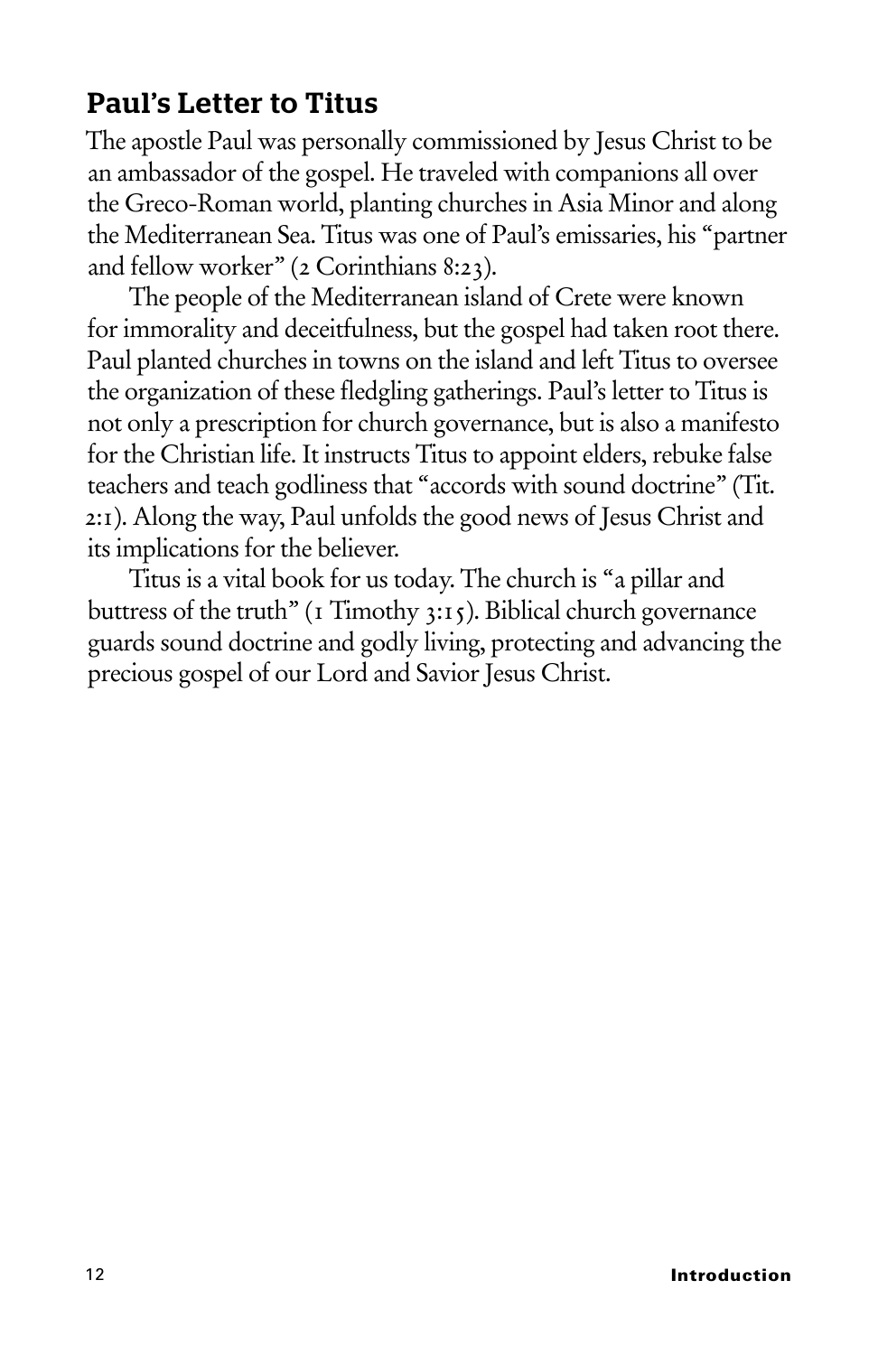## Paul's Letter to Titus

The apostle Paul was personally commissioned by Jesus Christ to be an ambassador of the gospel. He traveled with companions all over the Greco-Roman world, planting churches in Asia Minor and along the Mediterranean Sea. Titus was one of Paul's emissaries, his "partner and fellow worker" (2 Corinthians 8:23).

The people of the Mediterranean island of Crete were known for immorality and deceitfulness, but the gospel had taken root there. Paul planted churches in towns on the island and left Titus to oversee the organization of these fledgling gatherings. Paul's letter to Titus is not only a prescription for church governance, but is also a manifesto for the Christian life. It instructs Titus to appoint elders, rebuke false teachers and teach godliness that "accords with sound doctrine" (Tit. 2:1). Along the way, Paul unfolds the good news of Jesus Christ and its implications for the believer.

Titus is a vital book for us today. The church is "a pillar and buttress of the truth" (1 Timothy 3:15). Biblical church governance guards sound doctrine and godly living, protecting and advancing the precious gospel of our Lord and Savior Jesus Christ.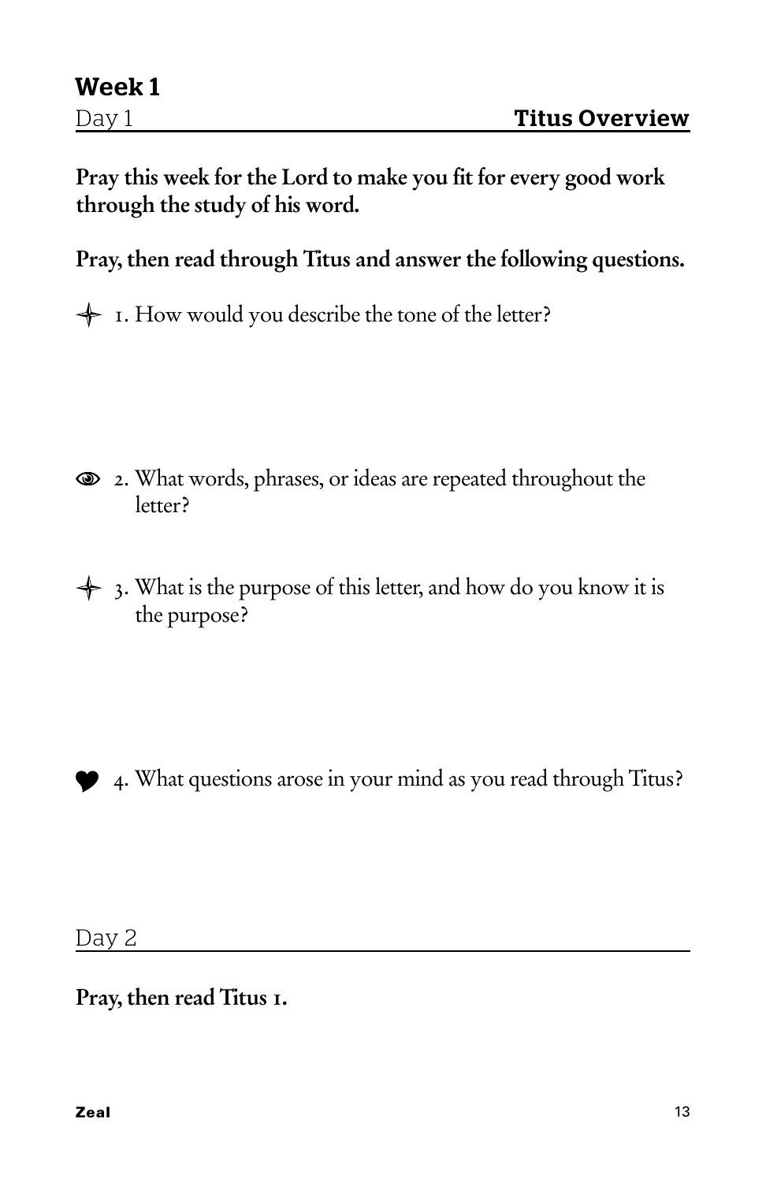## Week 1

### Day 1 — Titus Overview

**Pray this week for the Lord to make you fit for every good work through the study of his word.**

**Pray, then read through Titus and answer the following questions.**

1. How would you describe the tone of the letter?

2. What words, phrases, or ideas are repeated throughout the letter?

3. What is the purpose of this letter, and how do you know it is the purpose?

4. What questions arose in your mind as you read through Titus?

### Day 2

**Pray, then read Titus 1.**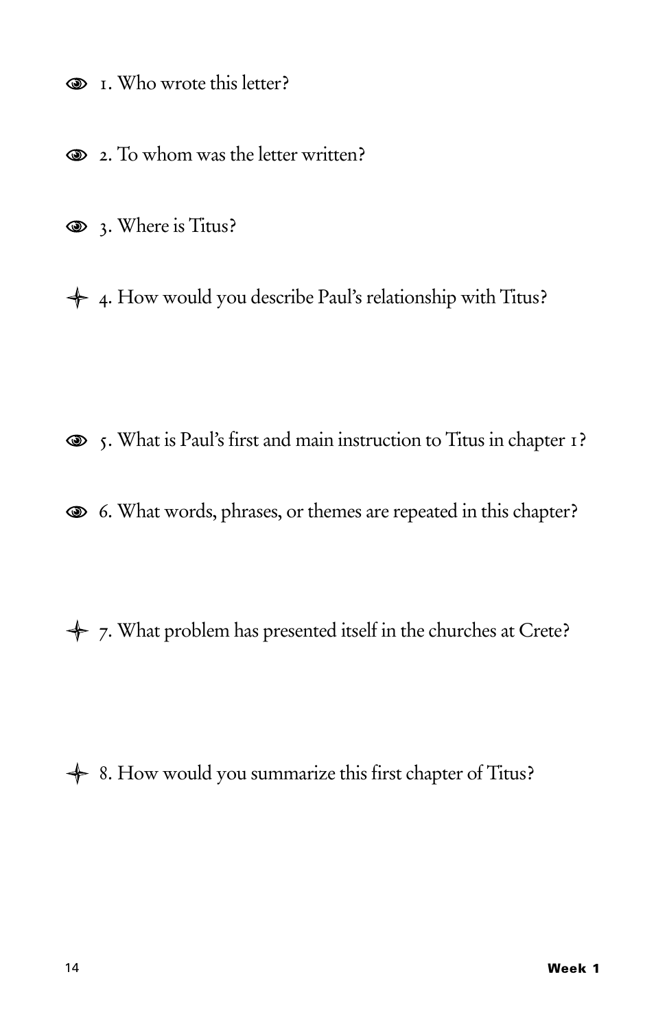👁 1. Who wrote this letter?

👁 2. To whom was the letter written?

👁 3. Where is Titus?

✦ 4. How would you describe Paul's relationship with Titus?

👁 5. What is Paul's first and main instruction to Titus in chapter 1?

👁 6. What words, phrases, or themes are repeated in this chapter?

✦ 7. What problem has presented itself in the churches at Crete?

✦ 8. How would you summarize this first chapter of Titus?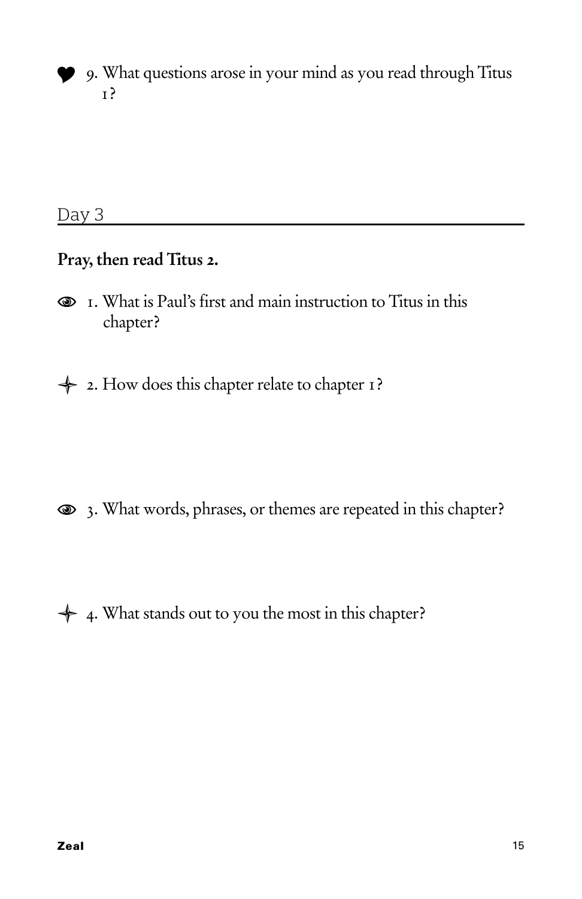9. What questions arose in your mind as you read through Titus 1?

## Day 3

**Pray, then read Titus 2.**

1. What is Paul's first and main instruction to Titus in this chapter?

2. How does this chapter relate to chapter 1?

3. What words, phrases, or themes are repeated in this chapter?

4. What stands out to you the most in this chapter?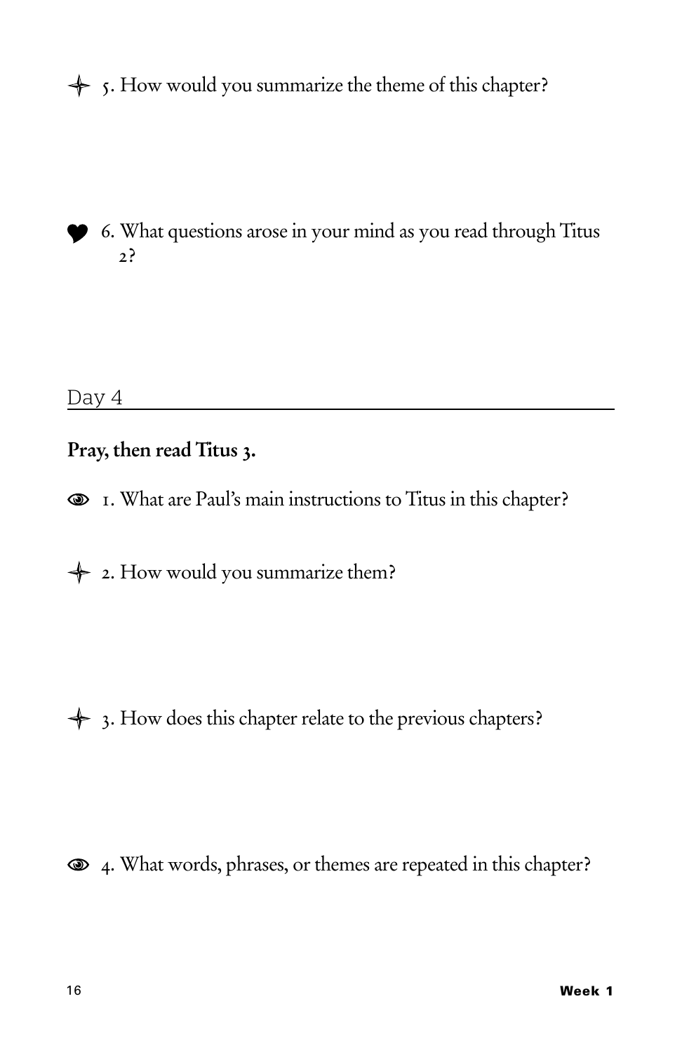✦ 5. How would you summarize the theme of this chapter?

♥ 6. What questions arose in your mind as you read through Titus 2?

## Day 4

**Pray, then read Titus 3.**

👁 1. What are Paul's main instructions to Titus in this chapter?

✦ 2. How would you summarize them?

✦ 3. How does this chapter relate to the previous chapters?

👁 4. What words, phrases, or themes are repeated in this chapter?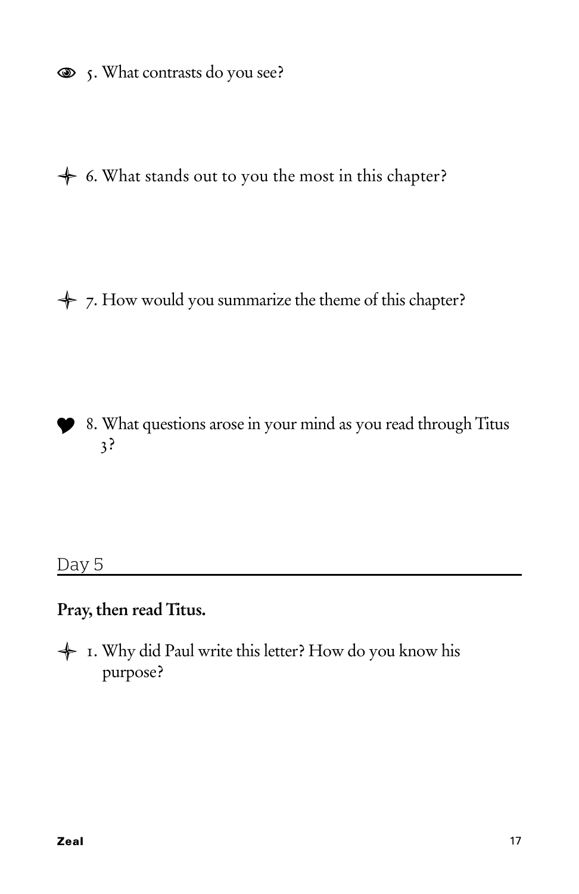5. What contrasts do you see?

6. What stands out to you the most in this chapter?

7. How would you summarize the theme of this chapter?

8. What questions arose in your mind as you read through Titus 3?

## Day 5

**Pray, then read Titus.**

1. Why did Paul write this letter? How do you know his purpose?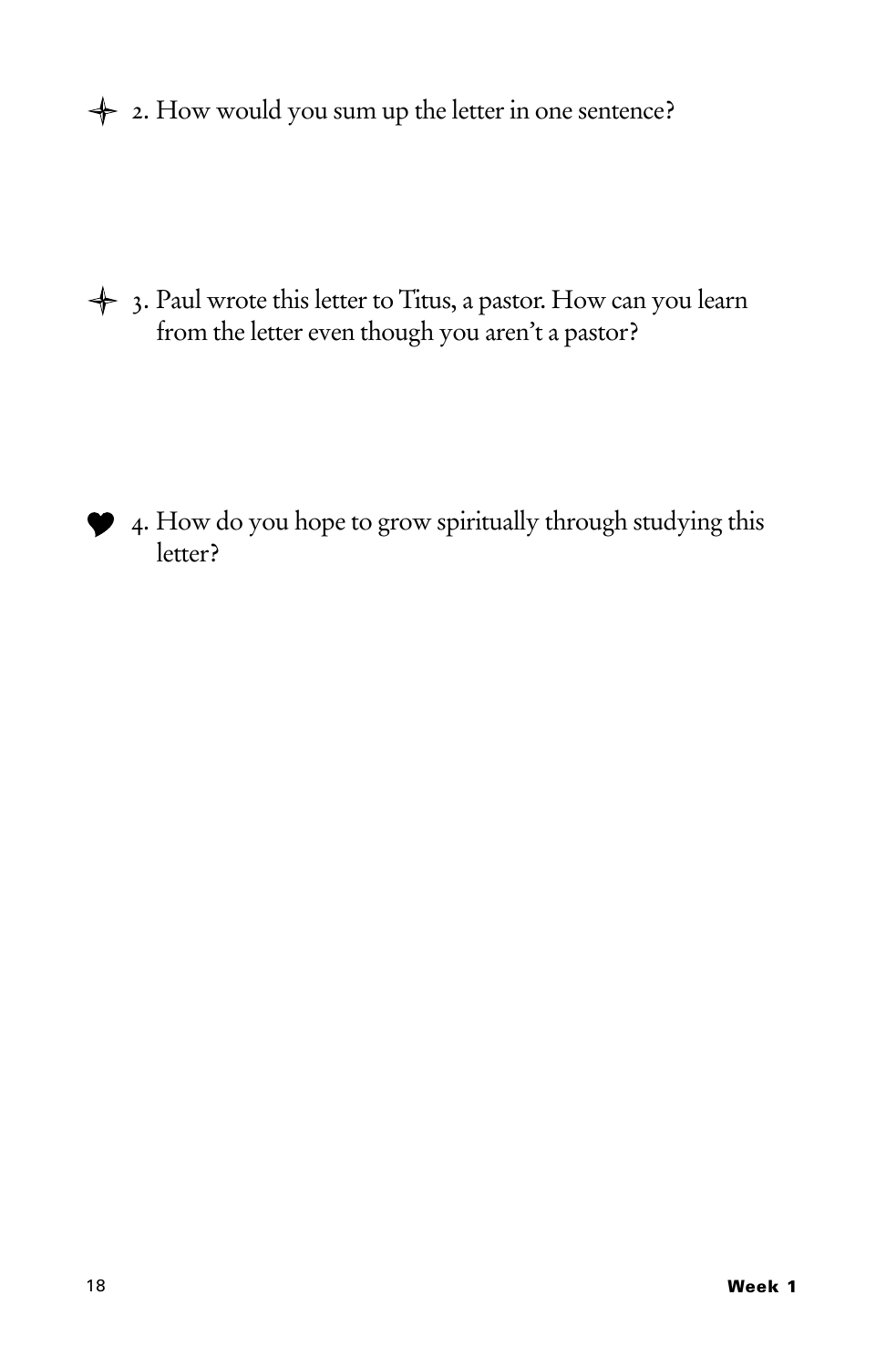✦ 2. How would you sum up the letter in one sentence?

✦ 3. Paul wrote this letter to Titus, a pastor. How can you learn from the letter even though you aren't a pastor?

♥ 4. How do you hope to grow spiritually through studying this letter?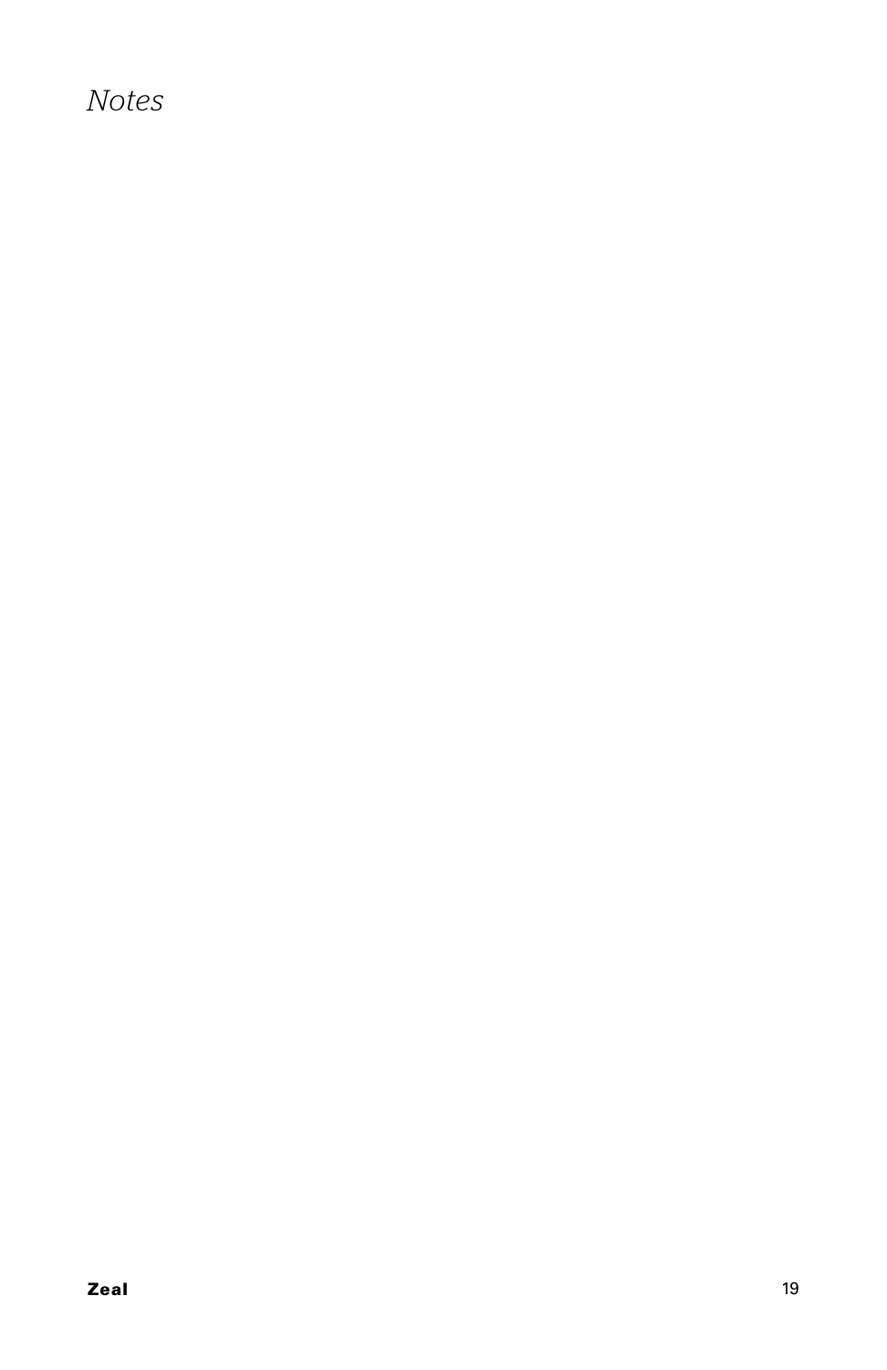*Notes*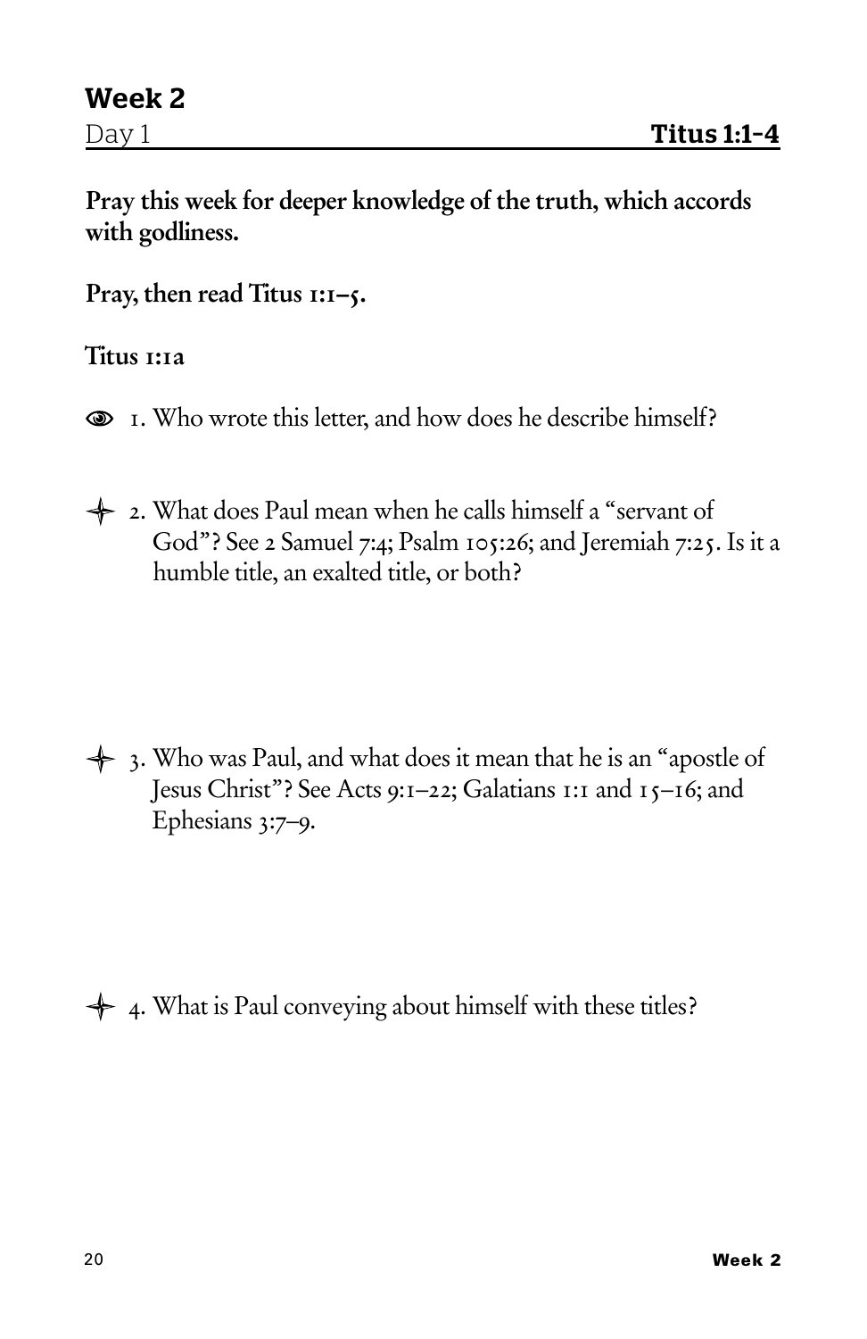# Week 2

Day 1 **Titus 1:1–4**

**Pray this week for deeper knowledge of the truth, which accords with godliness.**

**Pray, then read Titus 1:1–5.**

**Titus 1:1a**

1. Who wrote this letter, and how does he describe himself?

2. What does Paul mean when he calls himself a "servant of God"? See 2 Samuel 7:4; Psalm 105:26; and Jeremiah 7:25. Is it a humble title, an exalted title, or both?

3. Who was Paul, and what does it mean that he is an "apostle of Jesus Christ"? See Acts 9:1–22; Galatians 1:1 and 15–16; and Ephesians 3:7–9.

4. What is Paul conveying about himself with these titles?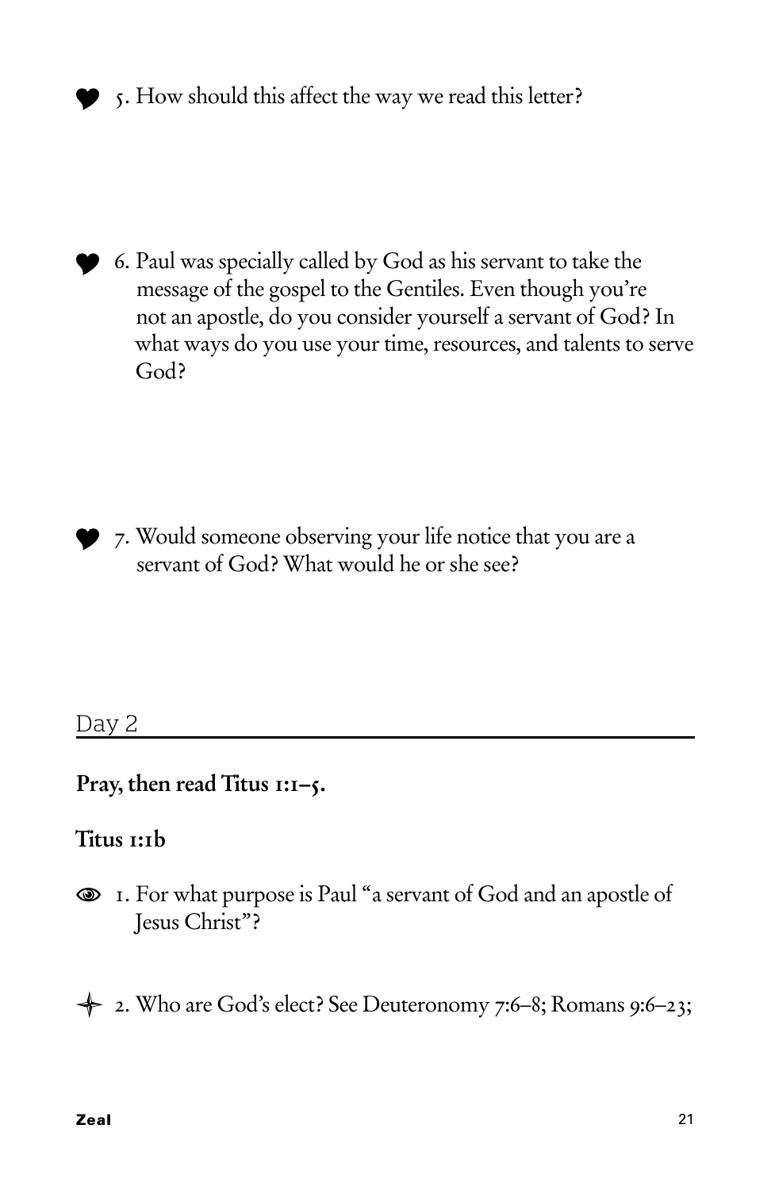♥ 5. How should this affect the way we read this letter?

♥ 6. Paul was specially called by God as his servant to take the message of the gospel to the Gentiles. Even though you're not an apostle, do you consider yourself a servant of God? In what ways do you use your time, resources, and talents to serve God?

♥ 7. Would someone observing your life notice that you are a servant of God? What would he or she see?

## Day 2

**Pray, then read Titus 1:1–5.**

### Titus 1:1b

1. For what purpose is Paul "a servant of God and an apostle of Jesus Christ"?

2. Who are God's elect? See Deuteronomy 7:6–8; Romans 9:6–23;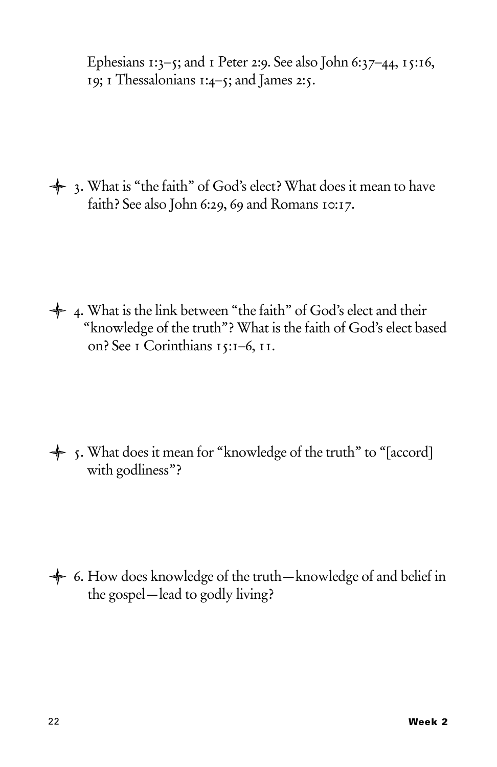Ephesians 1:3–5; and 1 Peter 2:9. See also John 6:37–44, 15:16, 19; 1 Thessalonians 1:4–5; and James 2:5.

✦ 3. What is "the faith" of God's elect? What does it mean to have faith? See also John 6:29, 69 and Romans 10:17.

✦ 4. What is the link between "the faith" of God's elect and their "knowledge of the truth"? What is the faith of God's elect based on? See 1 Corinthians 15:1–6, 11.

✦ 5. What does it mean for "knowledge of the truth" to "[accord] with godliness"?

✦ 6. How does knowledge of the truth—knowledge of and belief in the gospel—lead to godly living?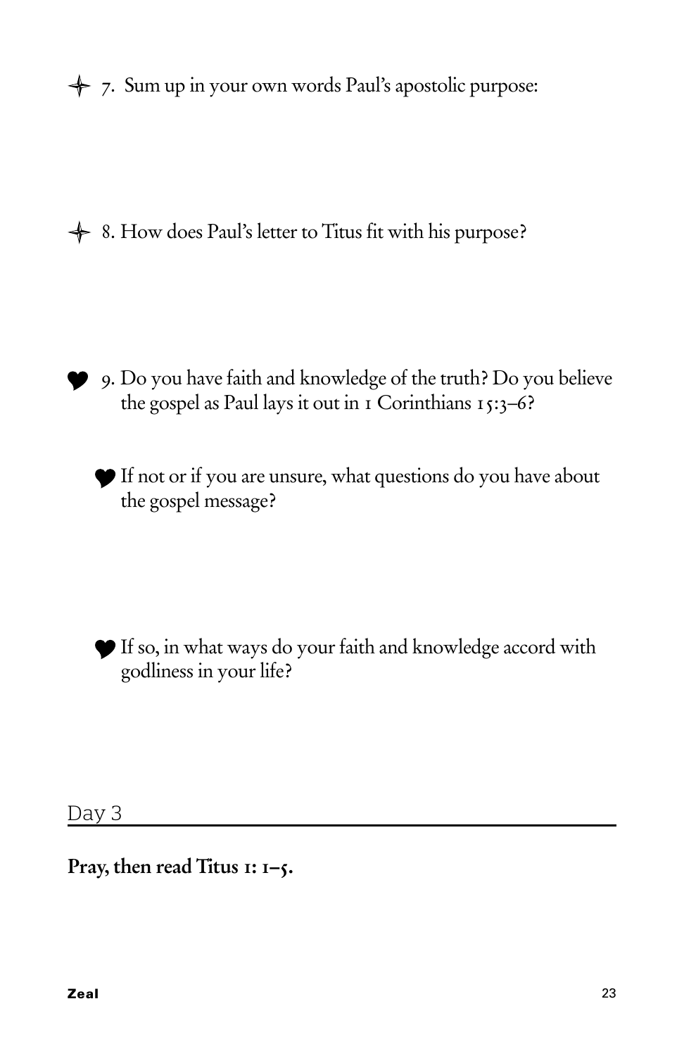✦ 7. Sum up in your own words Paul's apostolic purpose:

✦ 8. How does Paul's letter to Titus fit with his purpose?

♥ 9. Do you have faith and knowledge of the truth? Do you believe the gospel as Paul lays it out in 1 Corinthians 15:3–6?

♥ If not or if you are unsure, what questions do you have about the gospel message?

♥ If so, in what ways do your faith and knowledge accord with godliness in your life?

## Day 3

**Pray, then read Titus 1: 1–5.**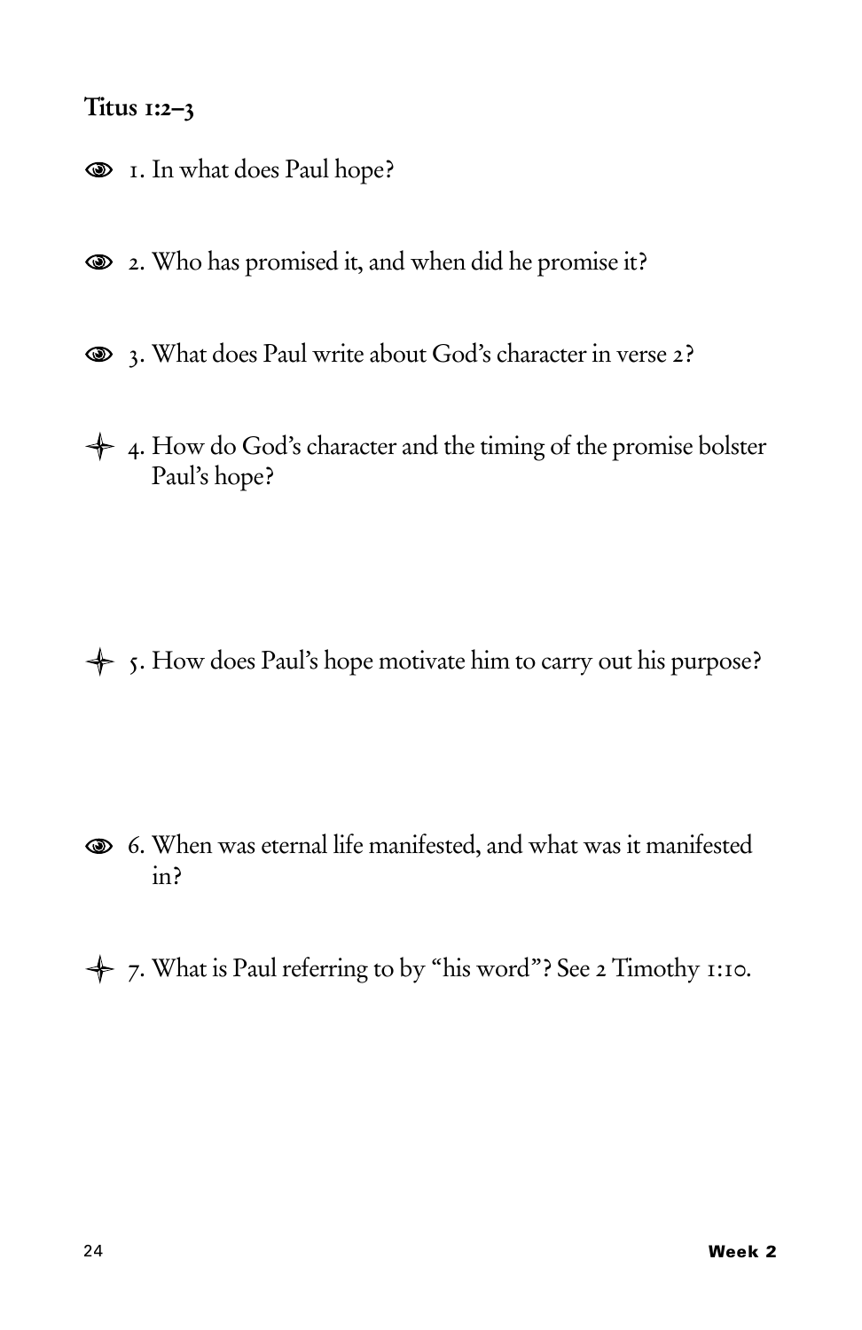**Titus 1:2–3**

1. In what does Paul hope?

2. Who has promised it, and when did he promise it?

3. What does Paul write about God's character in verse 2?

4. How do God's character and the timing of the promise bolster Paul's hope?

5. How does Paul's hope motivate him to carry out his purpose?

6. When was eternal life manifested, and what was it manifested in?

7. What is Paul referring to by "his word"? See 2 Timothy 1:10.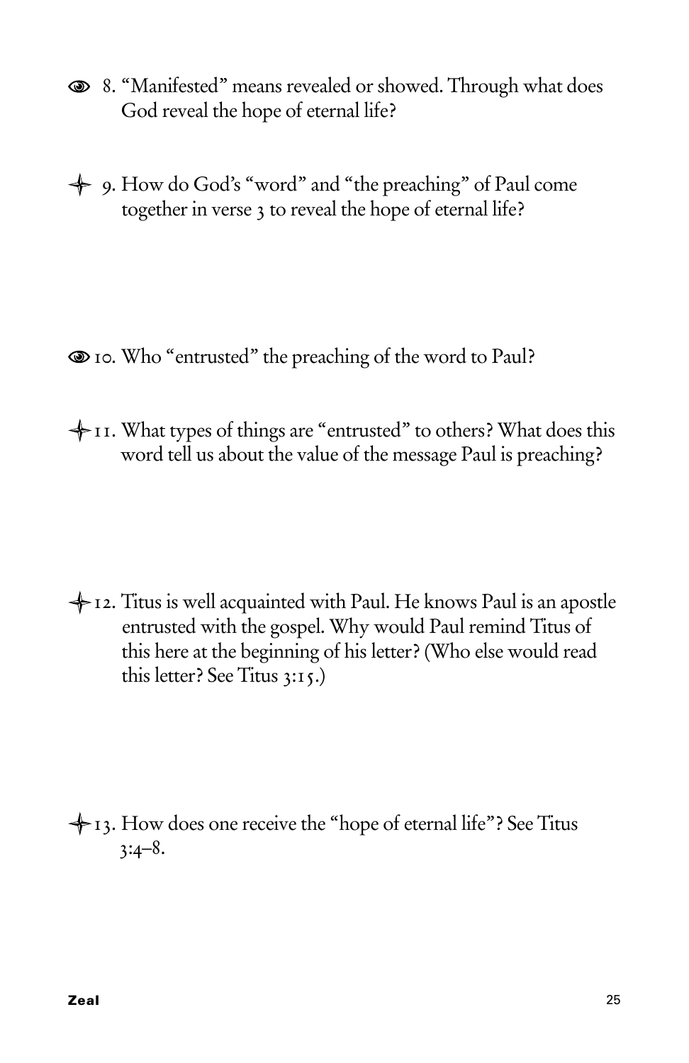👁 8. "Manifested" means revealed or showed. Through what does God reveal the hope of eternal life?

✦ 9. How do God's "word" and "the preaching" of Paul come together in verse 3 to reveal the hope of eternal life?

👁 10. Who "entrusted" the preaching of the word to Paul?

✦ 11. What types of things are "entrusted" to others? What does this word tell us about the value of the message Paul is preaching?

✦ 12. Titus is well acquainted with Paul. He knows Paul is an apostle entrusted with the gospel. Why would Paul remind Titus of this here at the beginning of his letter? (Who else would read this letter? See Titus 3:15.)

✦ 13. How does one receive the "hope of eternal life"? See Titus 3:4–8.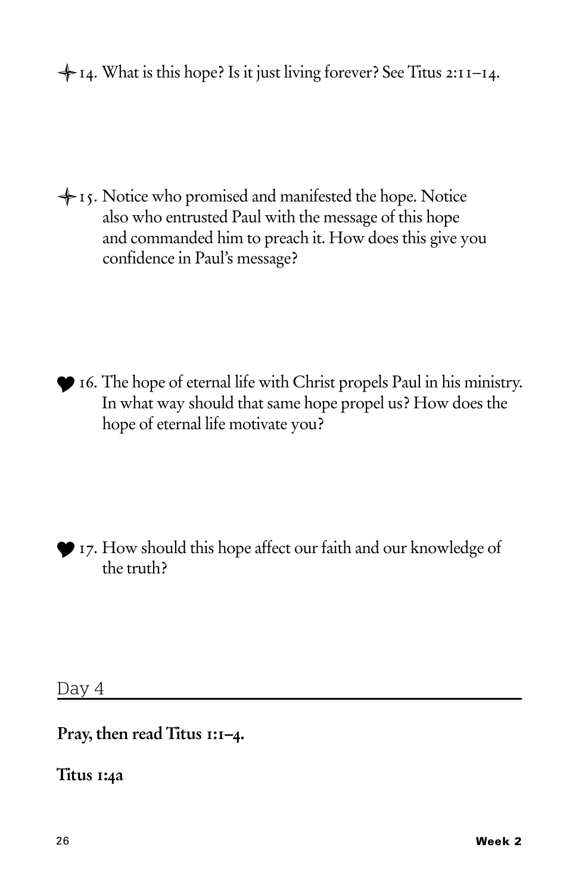✦ 14. What is this hope? Is it just living forever? See Titus 2:11–14.

✦ 15. Notice who promised and manifested the hope. Notice also who entrusted Paul with the message of this hope and commanded him to preach it. How does this give you confidence in Paul's message?

♥ 16. The hope of eternal life with Christ propels Paul in his ministry. In what way should that same hope propel us? How does the hope of eternal life motivate you?

♥ 17. How should this hope affect our faith and our knowledge of the truth?

## Day 4

**Pray, then read Titus 1:1–4.**

**Titus 1:4a**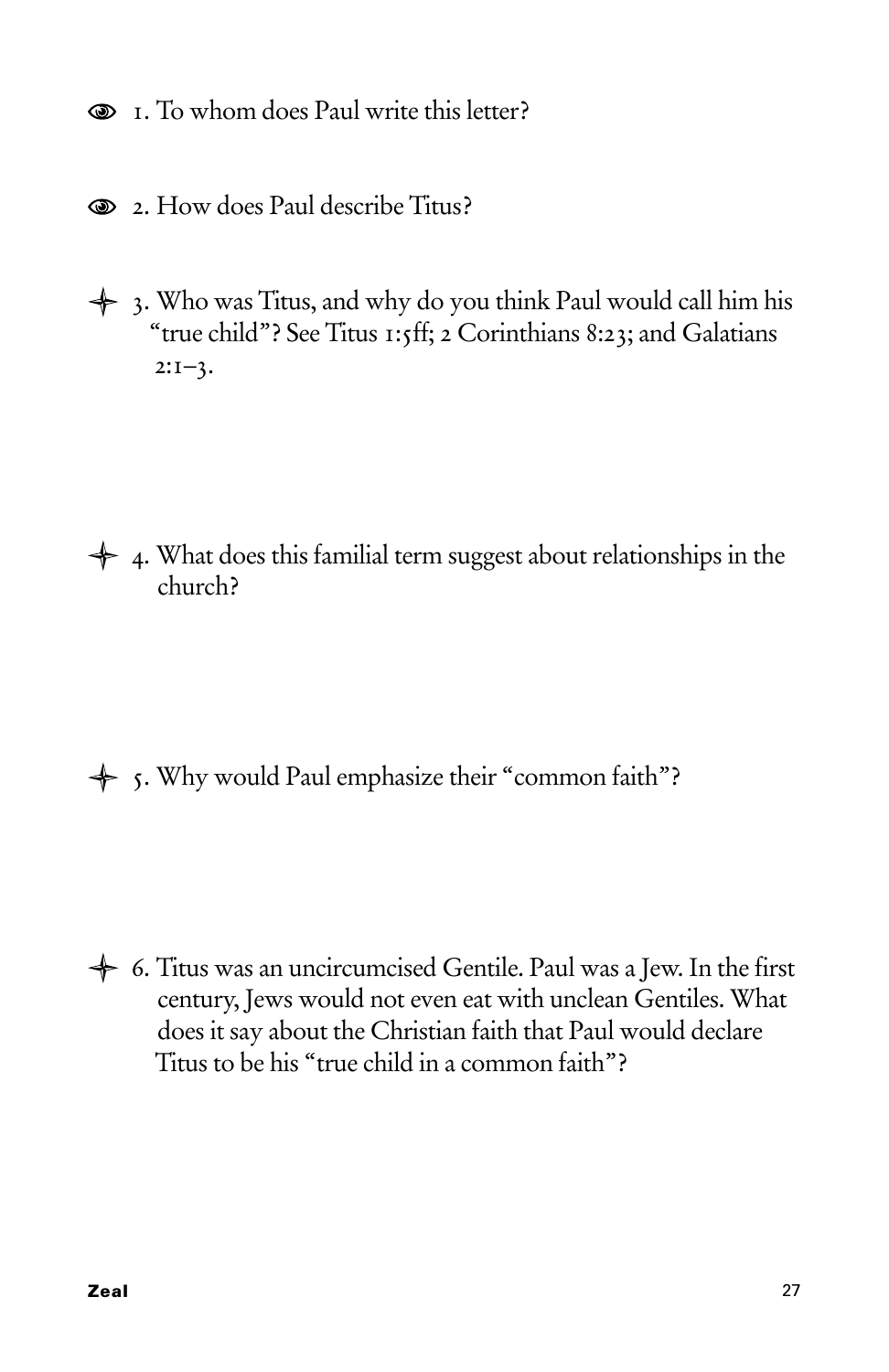1. To whom does Paul write this letter?

2. How does Paul describe Titus?

3. Who was Titus, and why do you think Paul would call him his "true child"? See Titus 1:5ff; 2 Corinthians 8:23; and Galatians 2:1–3.

4. What does this familial term suggest about relationships in the church?

5. Why would Paul emphasize their "common faith"?

6. Titus was an uncircumcised Gentile. Paul was a Jew. In the first century, Jews would not even eat with unclean Gentiles. What does it say about the Christian faith that Paul would declare Titus to be his "true child in a common faith"?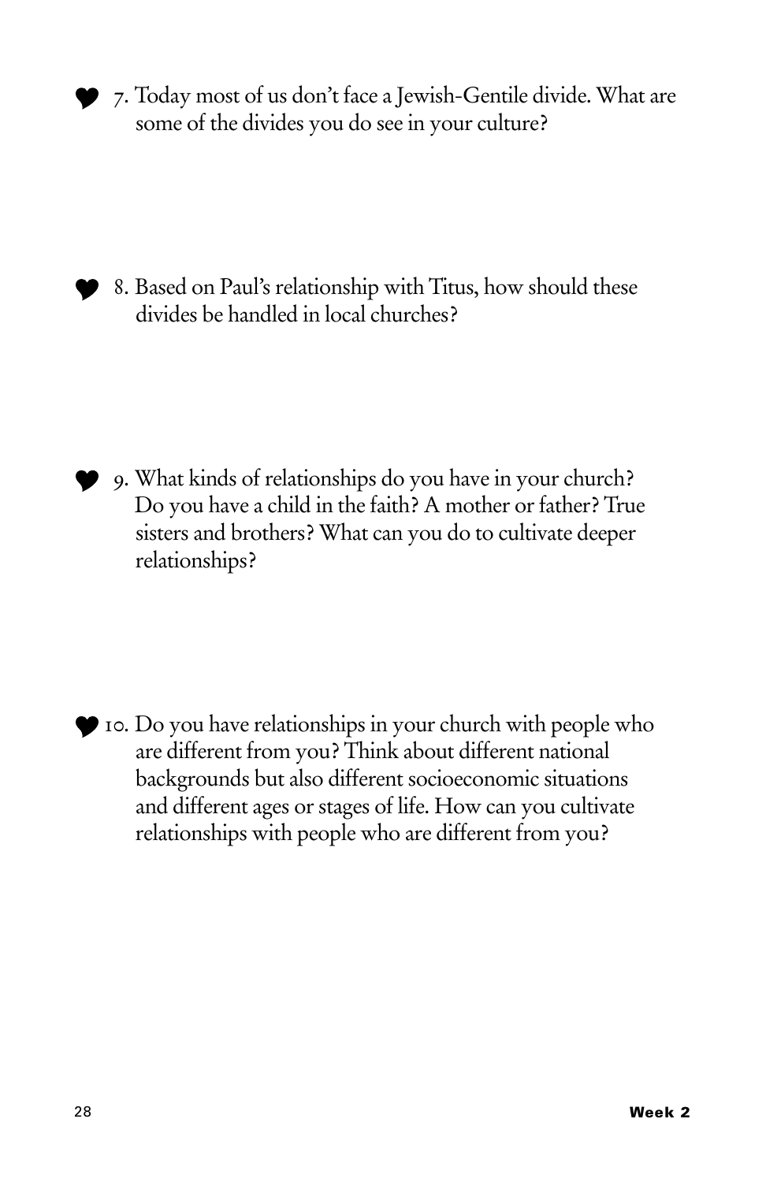♥ 7. Today most of us don't face a Jewish-Gentile divide. What are some of the divides you do see in your culture?

♥ 8. Based on Paul's relationship with Titus, how should these divides be handled in local churches?

♥ 9. What kinds of relationships do you have in your church? Do you have a child in the faith? A mother or father? True sisters and brothers? What can you do to cultivate deeper relationships?

♥ 10. Do you have relationships in your church with people who are different from you? Think about different national backgrounds but also different socioeconomic situations and different ages or stages of life. How can you cultivate relationships with people who are different from you?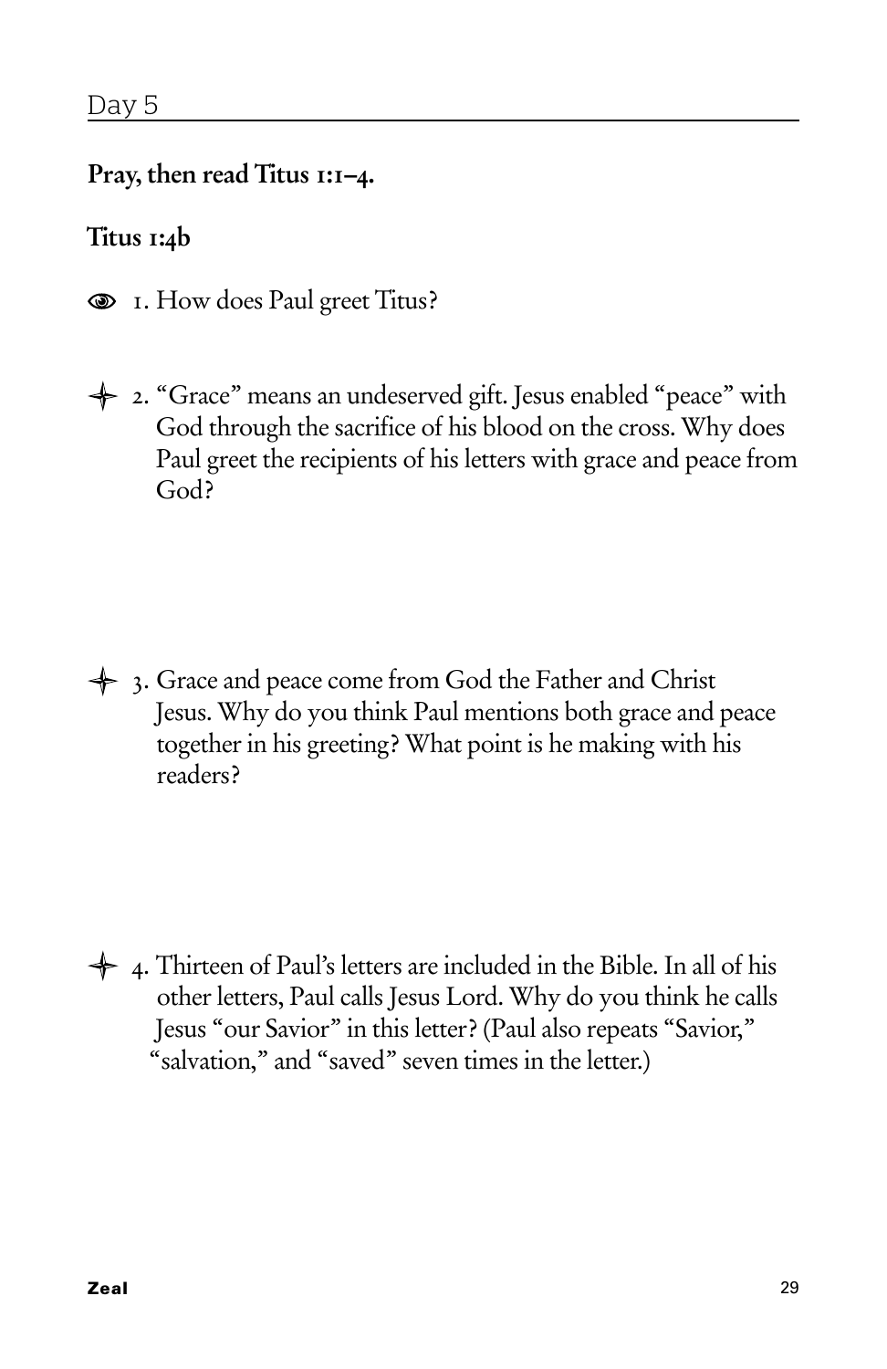## Day 5

**Pray, then read Titus 1:1–4.**

**Titus 1:4b**

1. How does Paul greet Titus?

2. "Grace" means an undeserved gift. Jesus enabled "peace" with God through the sacrifice of his blood on the cross. Why does Paul greet the recipients of his letters with grace and peace from God?

3. Grace and peace come from God the Father and Christ Jesus. Why do you think Paul mentions both grace and peace together in his greeting? What point is he making with his readers?

4. Thirteen of Paul's letters are included in the Bible. In all of his other letters, Paul calls Jesus Lord. Why do you think he calls Jesus "our Savior" in this letter? (Paul also repeats "Savior," "salvation," and "saved" seven times in the letter.)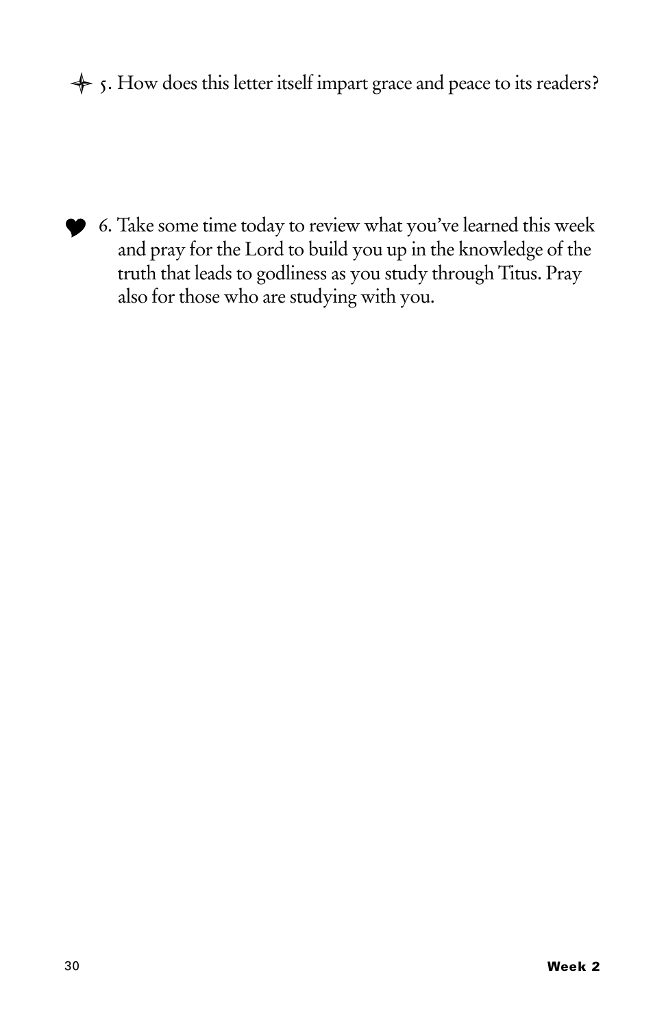✦ 5. How does this letter itself impart grace and peace to its readers?

♥ 6. Take some time today to review what you've learned this week and pray for the Lord to build you up in the knowledge of the truth that leads to godliness as you study through Titus. Pray also for those who are studying with you.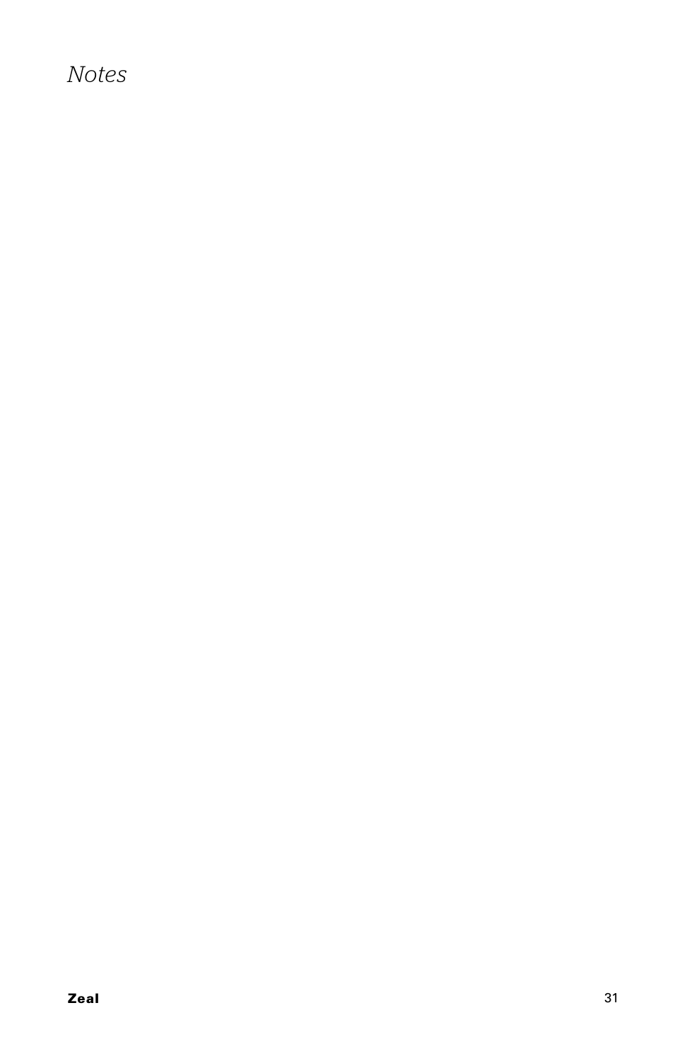*Notes*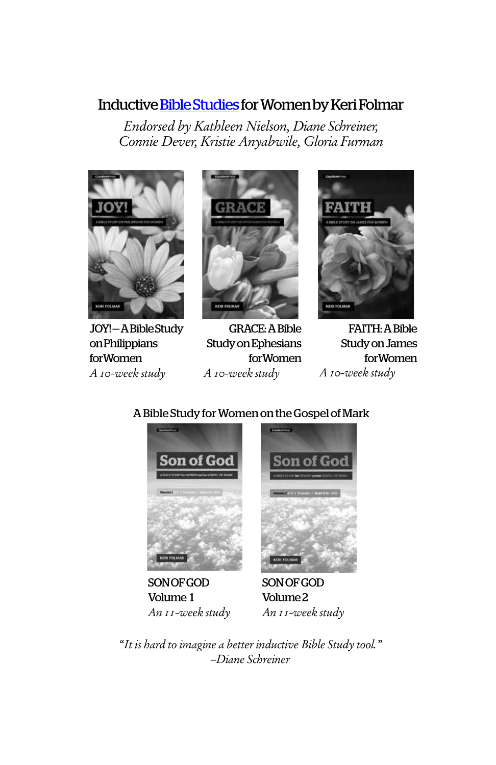## Inductive Bible Studies for Women by Keri Folmar

*Endorsed by Kathleen Nielson, Diane Schreiner, Connie Dever, Kristie Anyabwile, Gloria Furman*

JOY! – A Bible Study on Philippians for Women
*A 10-week study*

GRACE: A Bible Study on Ephesians for Women
*A 10-week study*

FAITH: A Bible Study on James for Women
*A 10-week study*

### A Bible Study for Women on the Gospel of Mark

SON OF GOD Volume 1
*An 11-week study*

SON OF GOD Volume 2
*An 11-week study*

*"It is hard to imagine a better inductive Bible Study tool."*
*–Diane Schreiner*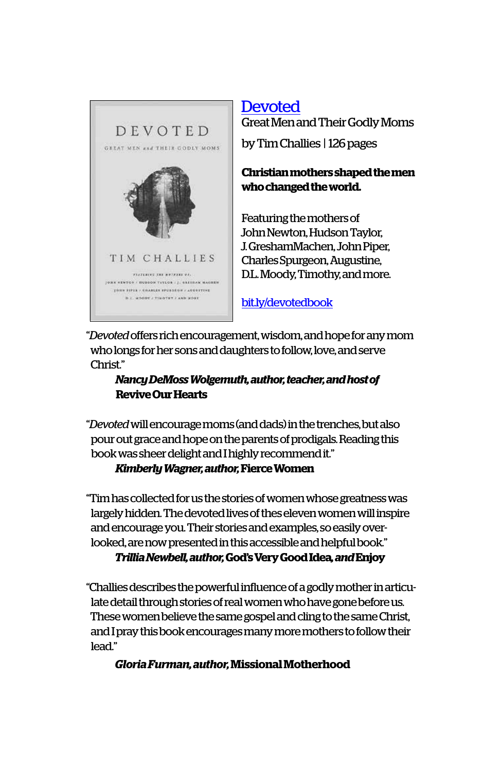## [Devoted](bit.ly/devotedbook)

Great Men and Their Godly Moms

by Tim Challies | 126 pages

**Christian mothers shaped the men who changed the world.**

Featuring the mothers of John Newton, Hudson Taylor, J. Gresham Machen, John Piper, Charles Spurgeon, Augustine, D.L. Moody, Timothy, and more.

[bit.ly/devotedbook](bit.ly/devotedbook)

"*Devoted* offers rich encouragement, wisdom, and hope for any mom who longs for her sons and daughters to follow, love, and serve Christ."

> ***Nancy DeMoss Wolgemuth, author, teacher, and host of* Revive Our Hearts**

"*Devoted* will encourage moms (and dads) in the trenches, but also pour out grace and hope on the parents of prodigals. Reading this book was sheer delight and I highly recommend it."

> ***Kimberly Wagner, author,* Fierce Women**

"Tim has collected for us the stories of women whose greatness was largely hidden. The devoted lives of these eleven women will inspire and encourage you. Their stories and examples, so easily overlooked, are now presented in this accessible and helpful book."

> ***Trillia Newbell, author,* God's Very Good Idea, *and* Enjoy**

"Challies describes the powerful influence of a godly mother in articulate detail through stories of real women who have gone before us. These women believe the same gospel and cling to the same Christ, and I pray this book encourages many more mothers to follow their lead."

> ***Gloria Furman, author,* Missional Motherhood**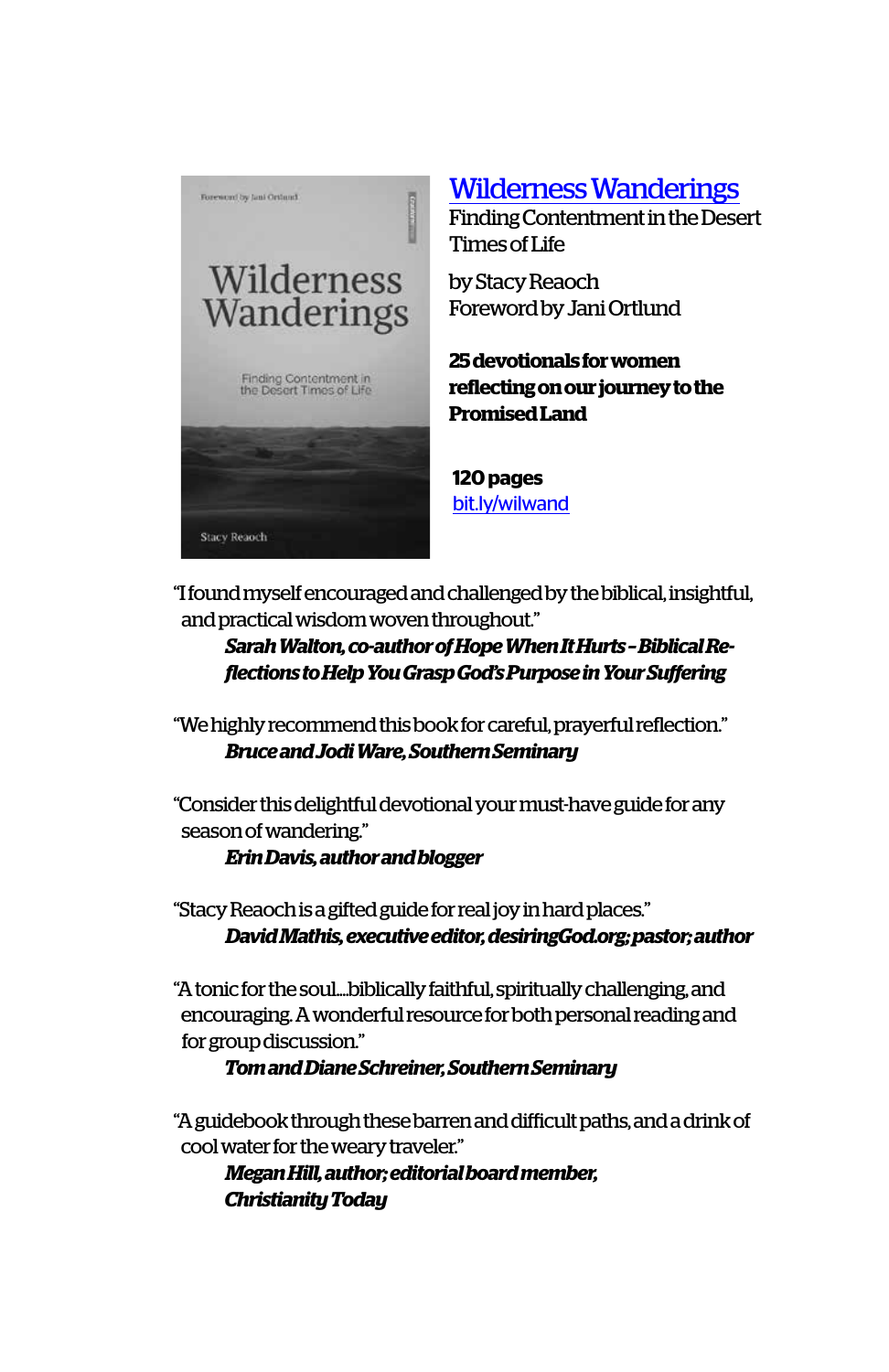## [Wilderness Wanderings](bit.ly/wilwand)

Finding Contentment in the Desert Times of Life

by Stacy Reaoch
Foreword by Jani Ortlund

**25 devotionals for women reflecting on our journey to the Promised Land**

**120 pages**
bit.ly/wilwand

"I found myself encouraged and challenged by the biblical, insightful, and practical wisdom woven throughout."

***Sarah Walton, co-author of Hope When It Hurts - Biblical Reflections to Help You Grasp God's Purpose in Your Suffering***

"We highly recommend this book for careful, prayerful reflection."

***Bruce and Jodi Ware, Southern Seminary***

"Consider this delightful devotional your must-have guide for any season of wandering."

***Erin Davis, author and blogger***

"Stacy Reaoch is a gifted guide for real joy in hard places."

***David Mathis, executive editor, desiringGod.org; pastor; author***

"A tonic for the soul...biblically faithful, spiritually challenging, and encouraging. A wonderful resource for both personal reading and for group discussion."

***Tom and Diane Schreiner, Southern Seminary***

"A guidebook through these barren and difficult paths, and a drink of cool water for the weary traveler."

***Megan Hill, author; editorial board member, Christianity Today***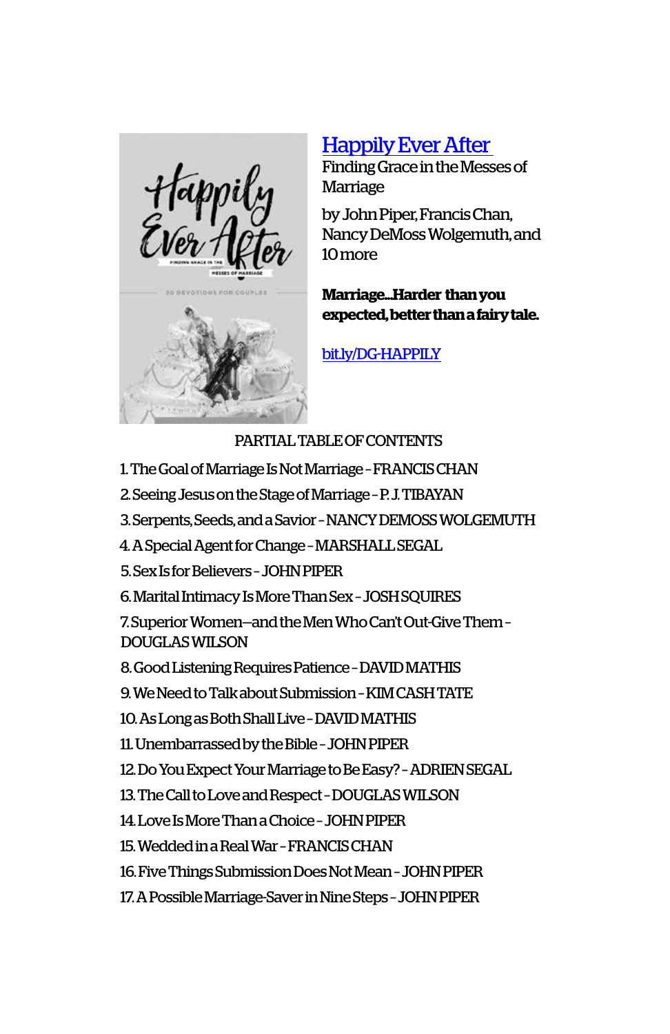## [Happily Ever After](bit.ly/DG-HAPPILY)

Finding Grace in the Messes of Marriage

by John Piper, Francis Chan, Nancy DeMoss Wolgemuth, and 10 more

**Marriage...Harder than you expected, better than a fairy tale.**

[bit.ly/DG-HAPPILY](bit.ly/DG-HAPPILY)

PARTIAL TABLE OF CONTENTS

1. The Goal of Marriage Is Not Marriage - FRANCIS CHAN
2. Seeing Jesus on the Stage of Marriage - P. J. TIBAYAN
3. Serpents, Seeds, and a Savior - NANCY DEMOSS WOLGEMUTH
4. A Special Agent for Change - MARSHALL SEGAL
5. Sex Is for Believers - JOHN PIPER
6. Marital Intimacy Is More Than Sex - JOSH SQUIRES
7. Superior Women—and the Men Who Can't Out-Give Them - DOUGLAS WILSON
8. Good Listening Requires Patience - DAVID MATHIS
9. We Need to Talk about Submission - KIM CASH TATE
10. As Long as Both Shall Live - DAVID MATHIS
11. Unembarrassed by the Bible - JOHN PIPER
12. Do You Expect Your Marriage to Be Easy? - ADRIEN SEGAL
13. The Call to Love and Respect - DOUGLAS WILSON
14. Love Is More Than a Choice - JOHN PIPER
15. Wedded in a Real War - FRANCIS CHAN
16. Five Things Submission Does Not Mean - JOHN PIPER
17. A Possible Marriage-Saver in Nine Steps - JOHN PIPER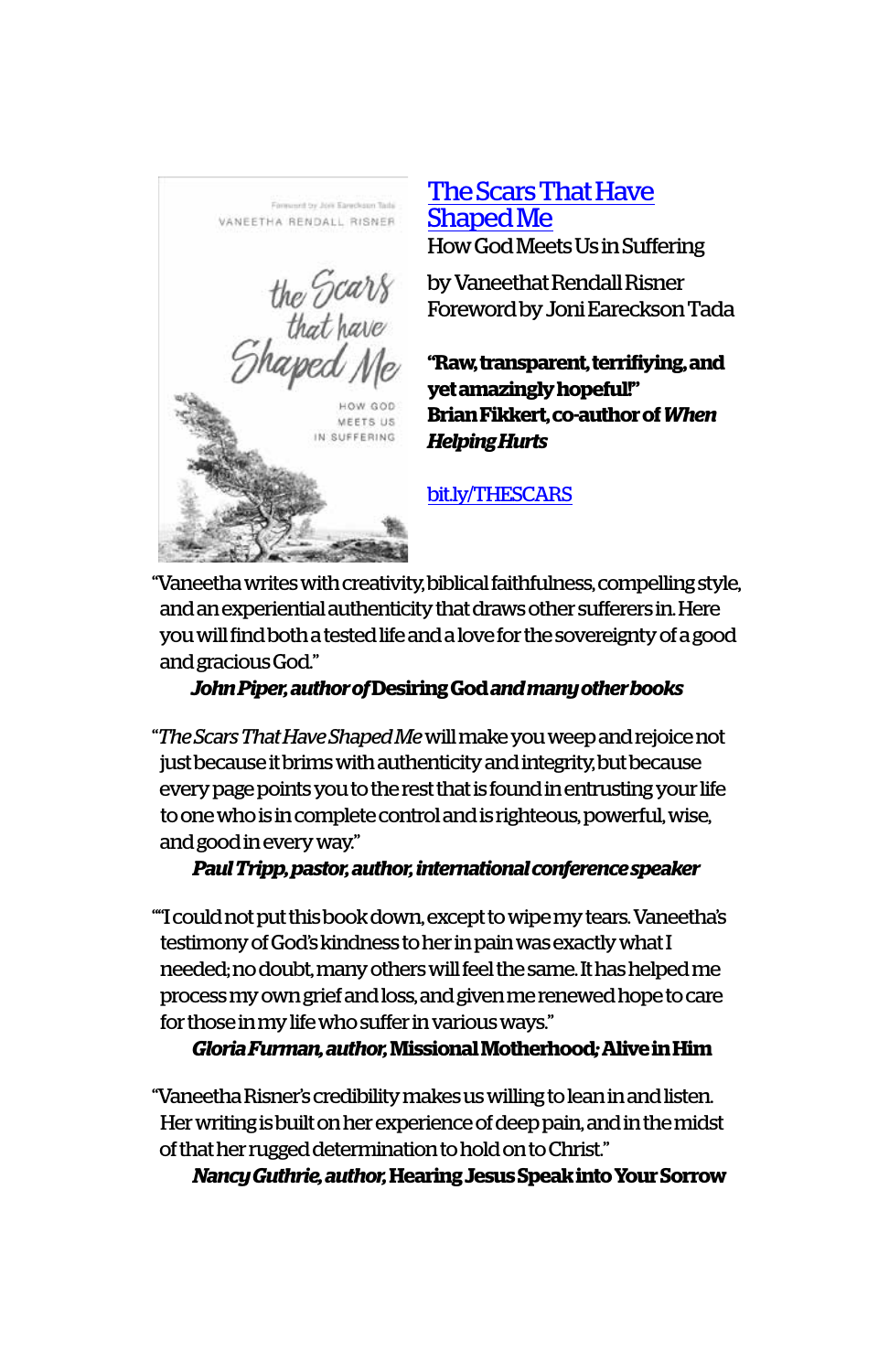[The Scars That Have Shaped Me](bit.ly/THESCARS)

How God Meets Us in Suffering

by Vaneethat Rendall Risner
Foreword by Joni Eareckson Tada

**"Raw, transparent, terrifying, and yet amazingly hopeful!"**
**Brian Fikkert, co-author of *When Helping Hurts***

[bit.ly/THESCARS](bit.ly/THESCARS)

"Vaneetha writes with creativity, biblical faithfulness, compelling style, and an experiential authenticity that draws other sufferers in. Here you will find both a tested life and a love for the sovereignty of a good and gracious God."

***John Piper, author of* Desiring God *and many other books***

"*The Scars That Have Shaped Me* will make you weep and rejoice not just because it brims with authenticity and integrity, but because every page points you to the rest that is found in entrusting your life to one who is in complete control and is righteous, powerful, wise, and good in every way."

***Paul Tripp, pastor, author, international conference speaker***

""I could not put this book down, except to wipe my tears. Vaneetha's testimony of God's kindness to her in pain was exactly what I needed; no doubt, many others will feel the same. It has helped me process my own grief and loss, and given me renewed hope to care for those in my life who suffer in various ways."

***Gloria Furman, author,* Missional Motherhood; Alive in Him**

"Vaneetha Risner's credibility makes us willing to lean in and listen. Her writing is built on her experience of deep pain, and in the midst of that her rugged determination to hold on to Christ."

***Nancy Guthrie, author,* Hearing Jesus Speak into Your Sorrow**